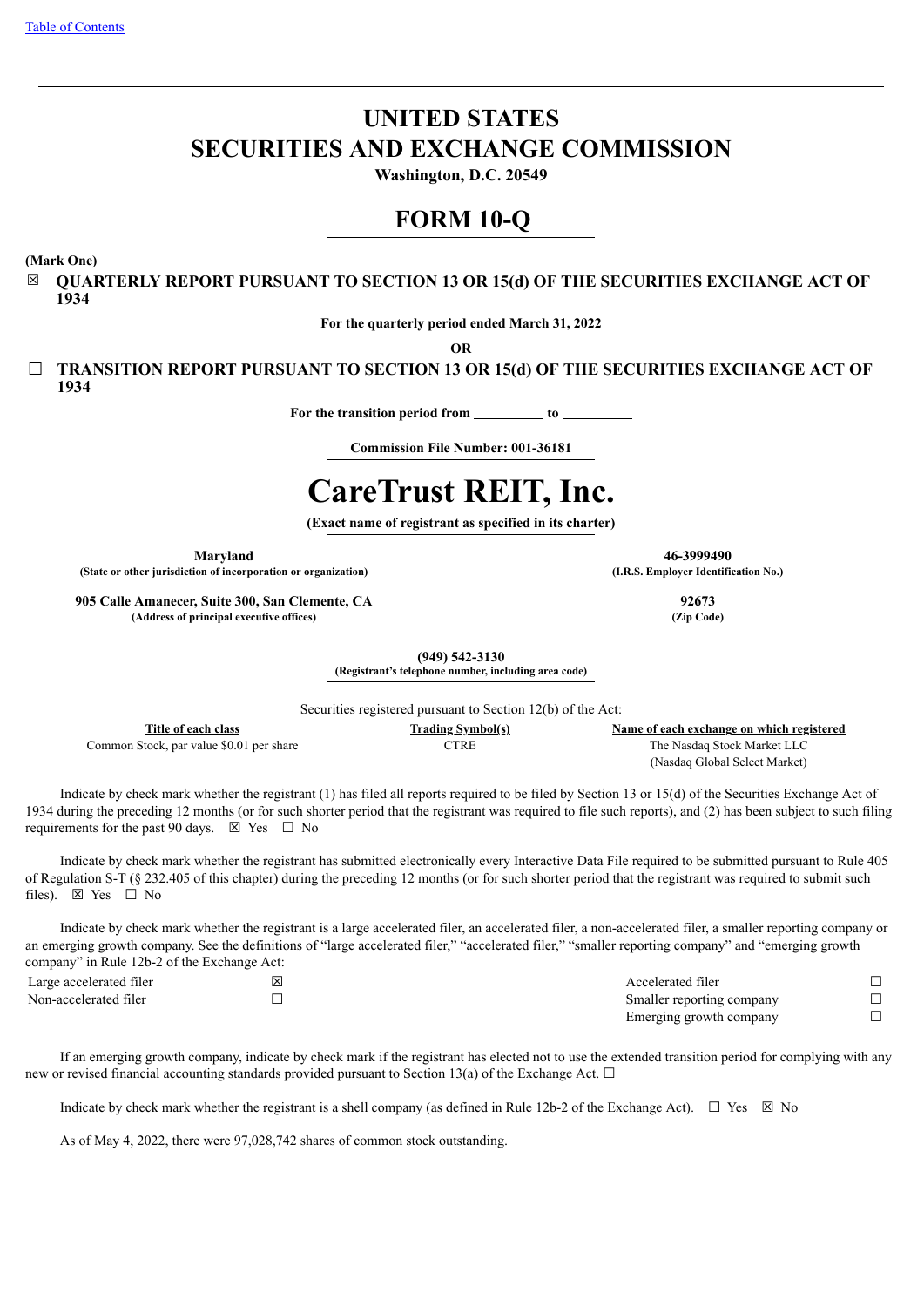# UNITED STATES
# SECURITIES AND EXCHANGE COMMISSION

**Washington, D.C. 20549**

# FORM 10-Q

**(Mark One)**

☒ **QUARTERLY REPORT PURSUANT TO SECTION 13 OR 15(d) OF THE SECURITIES EXCHANGE ACT OF 1934**

**For the quarterly period ended March 31, 2022**

**OR**

☐ **TRANSITION REPORT PURSUANT TO SECTION 13 OR 15(d) OF THE SECURITIES EXCHANGE ACT OF 1934**

**For the transition period from __________ to __________**

**Commission File Number: 001-36181**

# CareTrust REIT, Inc.

**(Exact name of registrant as specified in its charter)**

| | |
|---|---|
| **Maryland** | **46-3999490** |
| **(State or other jurisdiction of incorporation or organization)** | **(I.R.S. Employer Identification No.)** |
| **905 Calle Amanecer, Suite 300, San Clemente, CA** | **92673** |
| **(Address of principal executive offices)** | **(Zip Code)** |

**(949) 542-3130**
**(Registrant's telephone number, including area code)**

Securities registered pursuant to Section 12(b) of the Act:

| Title of each class | Trading Symbol(s) | Name of each exchange on which registered |
|---|---|---|
| Common Stock, par value $0.01 per share | CTRE | The Nasdaq Stock Market LLC (Nasdaq Global Select Market) |

Indicate by check mark whether the registrant (1) has filed all reports required to be filed by Section 13 or 15(d) of the Securities Exchange Act of 1934 during the preceding 12 months (or for such shorter period that the registrant was required to file such reports), and (2) has been subject to such filing requirements for the past 90 days. ☒ Yes ☐ No

Indicate by check mark whether the registrant has submitted electronically every Interactive Data File required to be submitted pursuant to Rule 405 of Regulation S-T (§ 232.405 of this chapter) during the preceding 12 months (or for such shorter period that the registrant was required to submit such files). ☒ Yes ☐ No

Indicate by check mark whether the registrant is a large accelerated filer, an accelerated filer, a non-accelerated filer, a smaller reporting company or an emerging growth company. See the definitions of "large accelerated filer," "accelerated filer," "smaller reporting company" and "emerging growth company" in Rule 12b-2 of the Exchange Act:

| | | | |
|---|---|---|---|
| Large accelerated filer | ☒ | Accelerated filer | ☐ |
| Non-accelerated filer | ☐ | Smaller reporting company | ☐ |
| | | Emerging growth company | ☐ |

If an emerging growth company, indicate by check mark if the registrant has elected not to use the extended transition period for complying with any new or revised financial accounting standards provided pursuant to Section 13(a) of the Exchange Act. ☐

Indicate by check mark whether the registrant is a shell company (as defined in Rule 12b-2 of the Exchange Act). ☐ Yes ☒ No

As of May 4, 2022, there were 97,028,742 shares of common stock outstanding.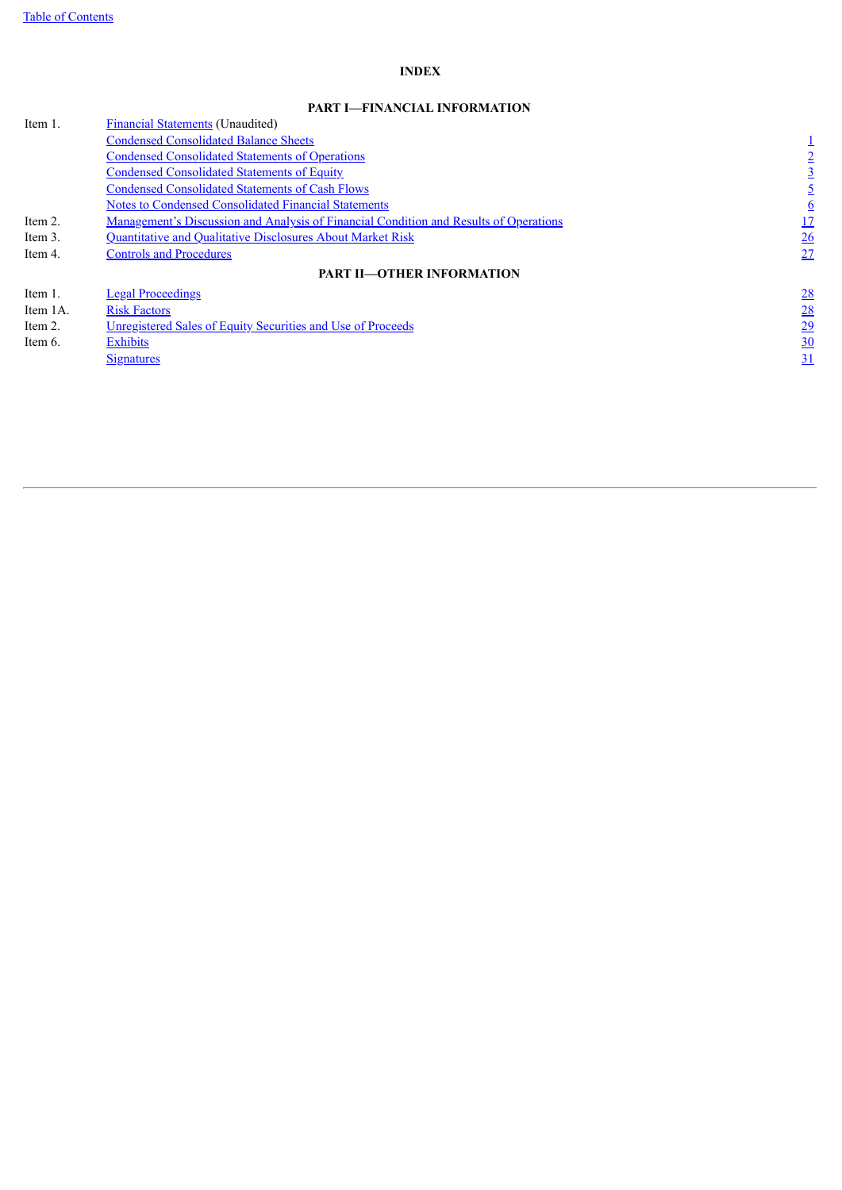Table of Contents

## INDEX

### PART I—FINANCIAL INFORMATION

| | | |
|---|---|---|
| Item 1. | Financial Statements (Unaudited) | |
| | Condensed Consolidated Balance Sheets | 1 |
| | Condensed Consolidated Statements of Operations | 2 |
| | Condensed Consolidated Statements of Equity | 3 |
| | Condensed Consolidated Statements of Cash Flows | 5 |
| | Notes to Condensed Consolidated Financial Statements | 6 |
| Item 2. | Management's Discussion and Analysis of Financial Condition and Results of Operations | 17 |
| Item 3. | Quantitative and Qualitative Disclosures About Market Risk | 26 |
| Item 4. | Controls and Procedures | 27 |

### PART II—OTHER INFORMATION

| | | |
|---|---|---|
| Item 1. | Legal Proceedings | 28 |
| Item 1A. | Risk Factors | 28 |
| Item 2. | Unregistered Sales of Equity Securities and Use of Proceeds | 29 |
| Item 6. | Exhibits | 30 |
| | Signatures | 31 |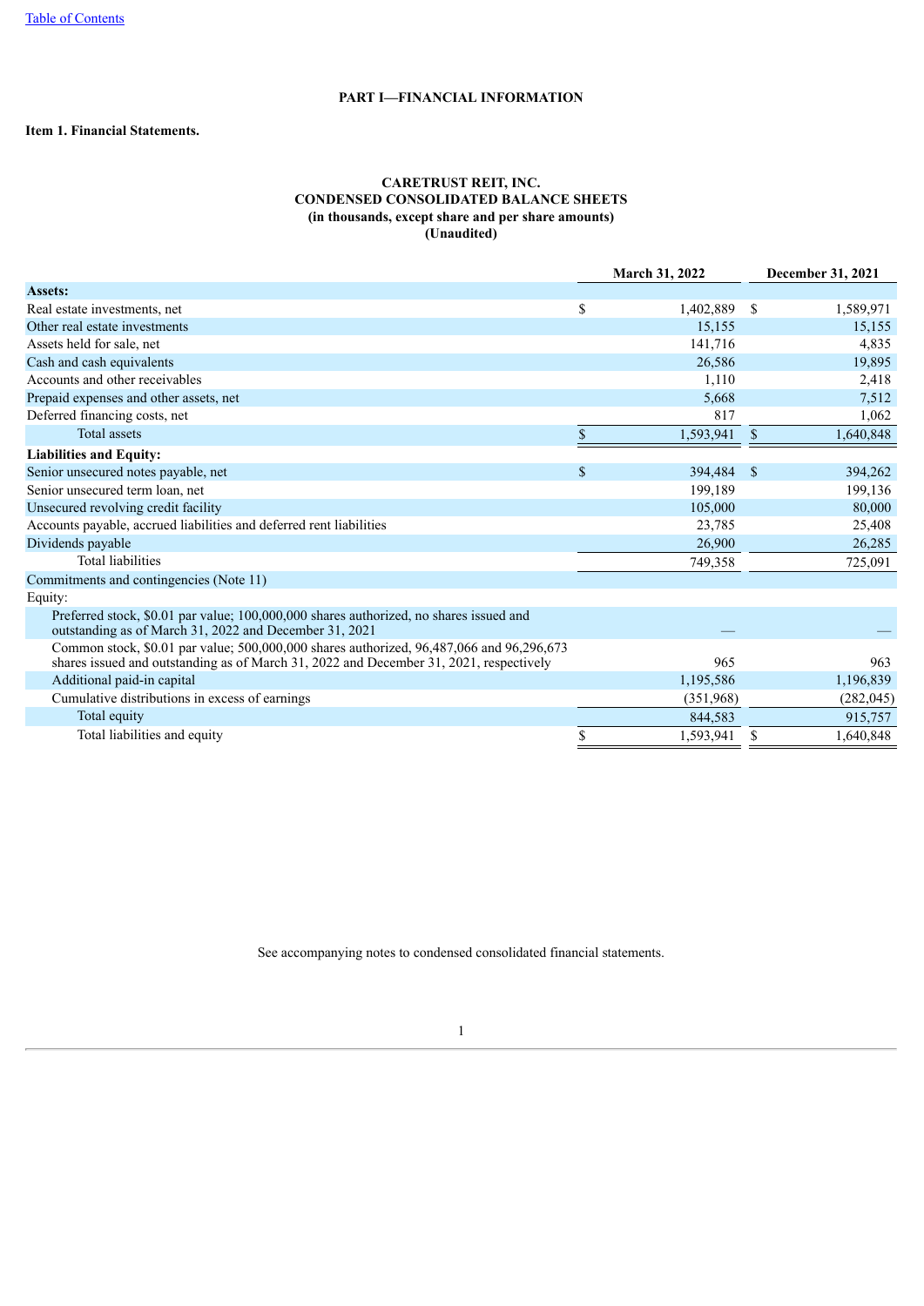## PART I—FINANCIAL INFORMATION

**Item 1. Financial Statements.**

**CARETRUST REIT, INC.**
**CONDENSED CONSOLIDATED BALANCE SHEETS**
**(in thousands, except share and per share amounts)**
**(Unaudited)**

| | March 31, 2022 | December 31, 2021 |
|---|---|---|
| **Assets:** | | |
| Real estate investments, net | $ 1,402,889 | $ 1,589,971 |
| Other real estate investments | 15,155 | 15,155 |
| Assets held for sale, net | 141,716 | 4,835 |
| Cash and cash equivalents | 26,586 | 19,895 |
| Accounts and other receivables | 1,110 | 2,418 |
| Prepaid expenses and other assets, net | 5,668 | 7,512 |
| Deferred financing costs, net | 817 | 1,062 |
| Total assets | $ 1,593,941 | $ 1,640,848 |
| **Liabilities and Equity:** | | |
| Senior unsecured notes payable, net | $ 394,484 | $ 394,262 |
| Senior unsecured term loan, net | 199,189 | 199,136 |
| Unsecured revolving credit facility | 105,000 | 80,000 |
| Accounts payable, accrued liabilities and deferred rent liabilities | 23,785 | 25,408 |
| Dividends payable | 26,900 | 26,285 |
| Total liabilities | 749,358 | 725,091 |
| Commitments and contingencies (Note 11) | | |
| Equity: | | |
| Preferred stock, $0.01 par value; 100,000,000 shares authorized, no shares issued and outstanding as of March 31, 2022 and December 31, 2021 | — | — |
| Common stock, $0.01 par value; 500,000,000 shares authorized, 96,487,066 and 96,296,673 shares issued and outstanding as of March 31, 2022 and December 31, 2021, respectively | 965 | 963 |
| Additional paid-in capital | 1,195,586 | 1,196,839 |
| Cumulative distributions in excess of earnings | (351,968) | (282,045) |
| Total equity | 844,583 | 915,757 |
| Total liabilities and equity | $ 1,593,941 | $ 1,640,848 |

See accompanying notes to condensed consolidated financial statements.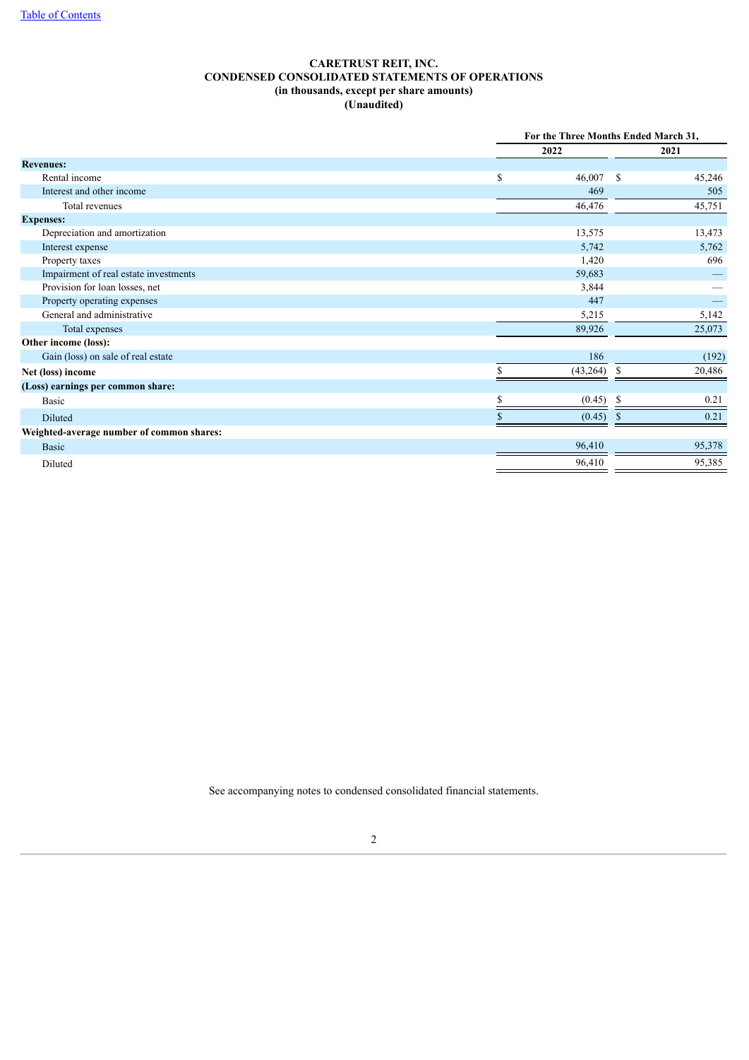# CARETRUST REIT, INC.
## CONDENSED CONSOLIDATED STATEMENTS OF OPERATIONS
### (in thousands, except per share amounts)
### (Unaudited)

| | For the Three Months Ended March 31, | |
|---|---|---|
| | 2022 | 2021 |
| **Revenues:** | | |
| Rental income | $ 46,007 | $ 45,246 |
| Interest and other income | 469 | 505 |
| Total revenues | 46,476 | 45,751 |
| **Expenses:** | | |
| Depreciation and amortization | 13,575 | 13,473 |
| Interest expense | 5,742 | 5,762 |
| Property taxes | 1,420 | 696 |
| Impairment of real estate investments | 59,683 | — |
| Provision for loan losses, net | 3,844 | — |
| Property operating expenses | 447 | — |
| General and administrative | 5,215 | 5,142 |
| Total expenses | 89,926 | 25,073 |
| **Other income (loss):** | | |
| Gain (loss) on sale of real estate | 186 | (192) |
| **Net (loss) income** | $ (43,264) | $ 20,486 |
| **(Loss) earnings per common share:** | | |
| Basic | $ (0.45) | $ 0.21 |
| Diluted | $ (0.45) | $ 0.21 |
| **Weighted-average number of common shares:** | | |
| Basic | 96,410 | 95,378 |
| Diluted | 96,410 | 95,385 |

See accompanying notes to condensed consolidated financial statements.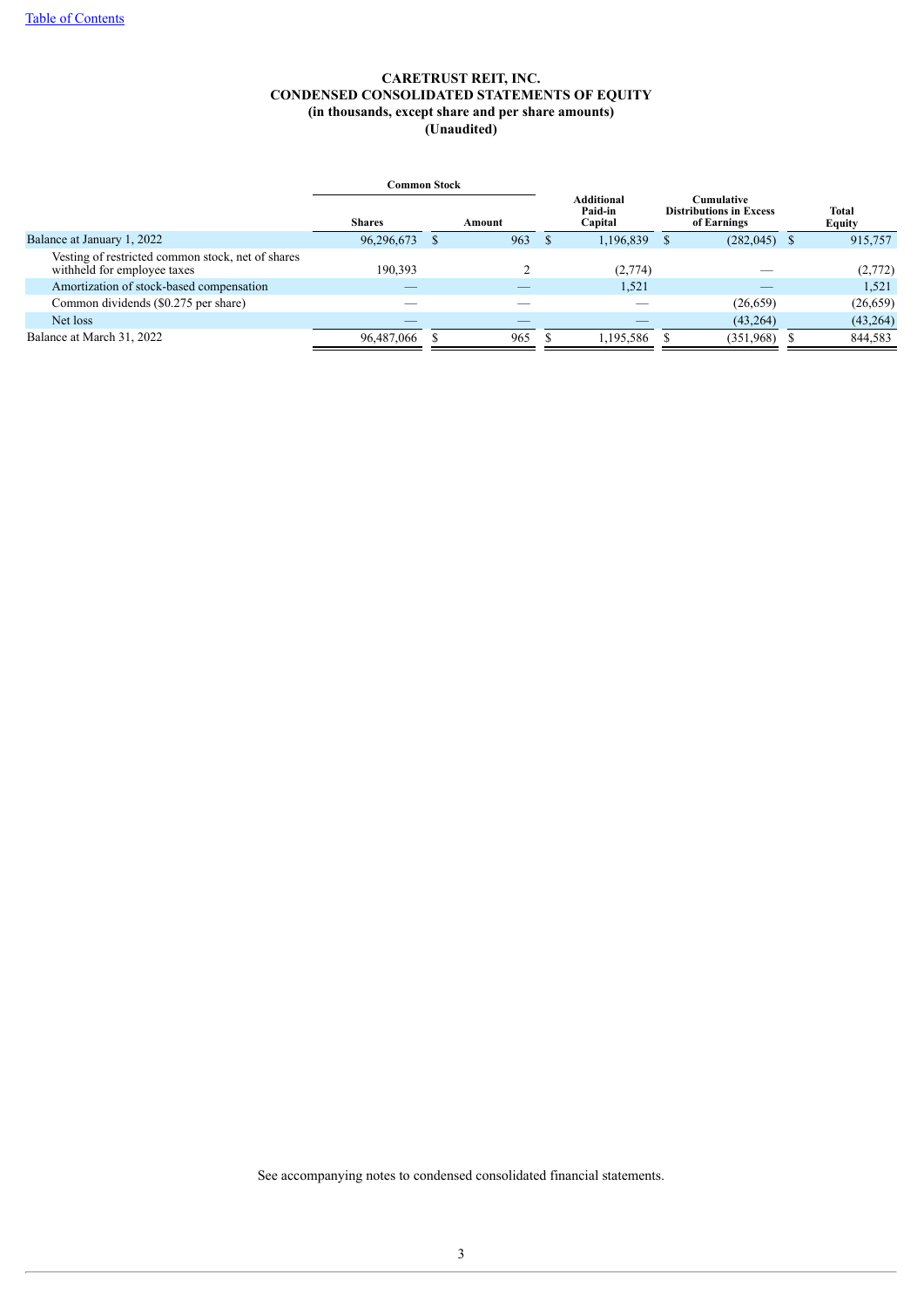[Table of Contents](#)

**CARETRUST REIT, INC.**
**CONDENSED CONSOLIDATED STATEMENTS OF EQUITY**
**(in thousands, except share and per share amounts)**
**(Unaudited)**

| | Common Stock | | Additional Paid-in Capital | Cumulative Distributions in Excess of Earnings | Total Equity |
|---|---|---|---|---|---|
| | Shares | Amount | | | |
| Balance at January 1, 2022 | 96,296,673 | $ 963 | $ 1,196,839 | $ (282,045) | $ 915,757 |
| Vesting of restricted common stock, net of shares withheld for employee taxes | 190,393 | 2 | (2,774) | — | (2,772) |
| Amortization of stock-based compensation | — | — | 1,521 | — | 1,521 |
| Common dividends ($0.275 per share) | — | — | — | (26,659) | (26,659) |
| Net loss | — | — | — | (43,264) | (43,264) |
| Balance at March 31, 2022 | 96,487,066 | $ 965 | $ 1,195,586 | $ (351,968) | $ 844,583 |

See accompanying notes to condensed consolidated financial statements.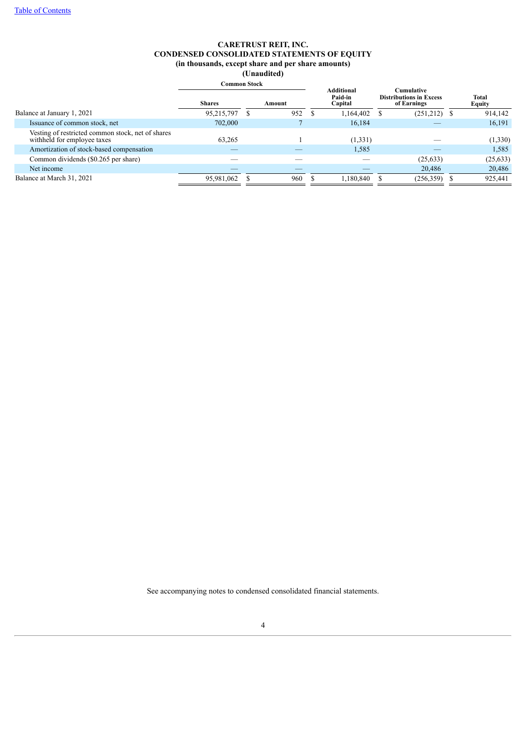[Table of Contents](#)

# CARETRUST REIT, INC.
## CONDENSED CONSOLIDATED STATEMENTS OF EQUITY
### (in thousands, except share and per share amounts)
### (Unaudited)

| | Common Stock | | Additional Paid-in Capital | Cumulative Distributions in Excess of Earnings | Total Equity |
|---|---|---|---|---|---|
| | Shares | Amount | | | |
| Balance at January 1, 2021 | 95,215,797 | $ 952 | $ 1,164,402 | $ (251,212) | $ 914,142 |
| Issuance of common stock, net | 702,000 | 7 | 16,184 | — | 16,191 |
| Vesting of restricted common stock, net of shares withheld for employee taxes | 63,265 | 1 | (1,331) | — | (1,330) |
| Amortization of stock-based compensation | — | — | 1,585 | — | 1,585 |
| Common dividends ($0.265 per share) | — | — | — | (25,633) | (25,633) |
| Net income | — | — | — | 20,486 | 20,486 |
| Balance at March 31, 2021 | 95,981,062 | $ 960 | $ 1,180,840 | $ (256,359) | $ 925,441 |

See accompanying notes to condensed consolidated financial statements.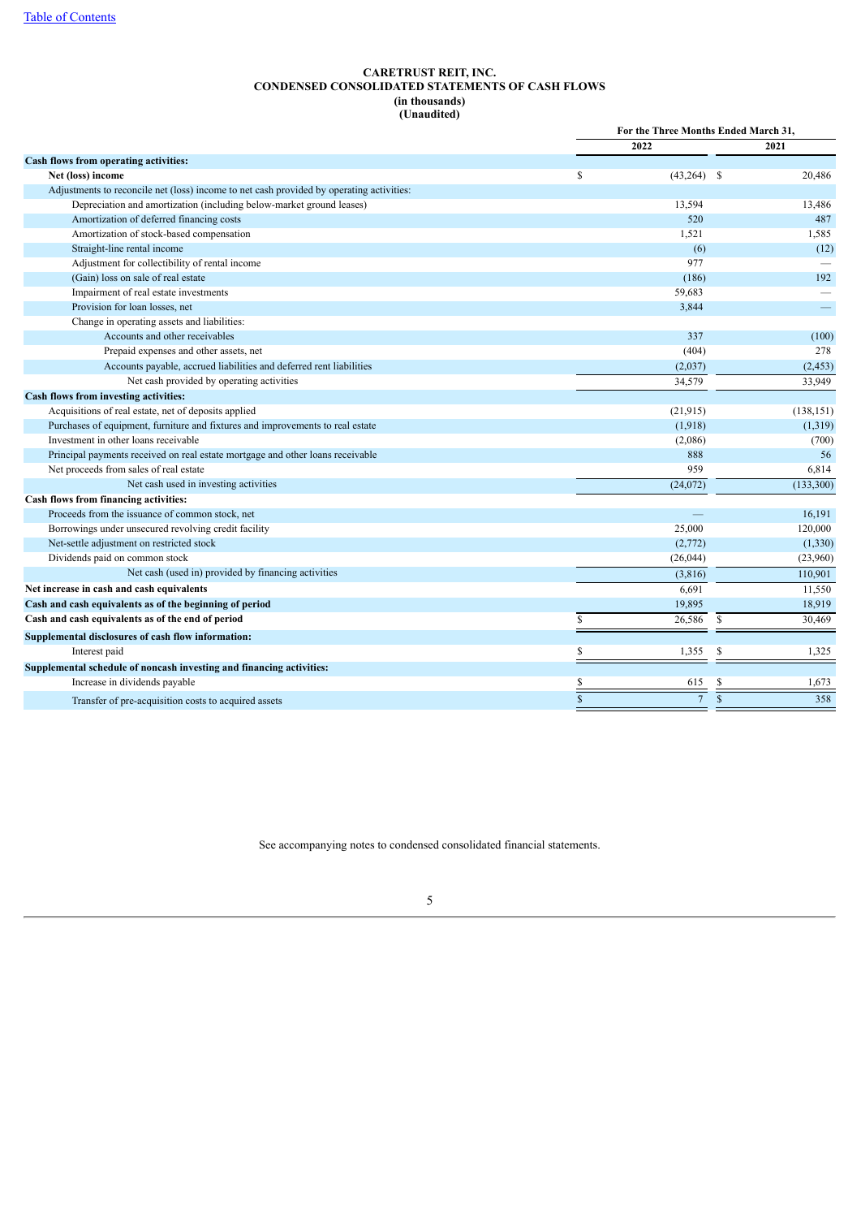[Table of Contents](#)

**CARETRUST REIT, INC.**
**CONDENSED CONSOLIDATED STATEMENTS OF CASH FLOWS**
**(in thousands)**
**(Unaudited)**

| | For the Three Months Ended March 31, | |
|---|---|---|
| | 2022 | 2021 |
| **Cash flows from operating activities:** | | |
| **Net (loss) income** | $ (43,264) | $ 20,486 |
| Adjustments to reconcile net (loss) income to net cash provided by operating activities: | | |
| Depreciation and amortization (including below-market ground leases) | 13,594 | 13,486 |
| Amortization of deferred financing costs | 520 | 487 |
| Amortization of stock-based compensation | 1,521 | 1,585 |
| Straight-line rental income | (6) | (12) |
| Adjustment for collectibility of rental income | 977 | — |
| (Gain) loss on sale of real estate | (186) | 192 |
| Impairment of real estate investments | 59,683 | — |
| Provision for loan losses, net | 3,844 | — |
| Change in operating assets and liabilities: | | |
| Accounts and other receivables | 337 | (100) |
| Prepaid expenses and other assets, net | (404) | 278 |
| Accounts payable, accrued liabilities and deferred rent liabilities | (2,037) | (2,453) |
| Net cash provided by operating activities | 34,579 | 33,949 |
| **Cash flows from investing activities:** | | |
| Acquisitions of real estate, net of deposits applied | (21,915) | (138,151) |
| Purchases of equipment, furniture and fixtures and improvements to real estate | (1,918) | (1,319) |
| Investment in other loans receivable | (2,086) | (700) |
| Principal payments received on real estate mortgage and other loans receivable | 888 | 56 |
| Net proceeds from sales of real estate | 959 | 6,814 |
| Net cash used in investing activities | (24,072) | (133,300) |
| **Cash flows from financing activities:** | | |
| Proceeds from the issuance of common stock, net | — | 16,191 |
| Borrowings under unsecured revolving credit facility | 25,000 | 120,000 |
| Net-settle adjustment on restricted stock | (2,772) | (1,330) |
| Dividends paid on common stock | (26,044) | (23,960) |
| Net cash (used in) provided by financing activities | (3,816) | 110,901 |
| **Net increase in cash and cash equivalents** | 6,691 | 11,550 |
| **Cash and cash equivalents as of the beginning of period** | 19,895 | 18,919 |
| **Cash and cash equivalents as of the end of period** | $ 26,586 | $ 30,469 |
| **Supplemental disclosures of cash flow information:** | | |
| Interest paid | $ 1,355 | $ 1,325 |
| **Supplemental schedule of noncash investing and financing activities:** | | |
| Increase in dividends payable | $ 615 | $ 1,673 |
| Transfer of pre-acquisition costs to acquired assets | $ 7 | $ 358 |

See accompanying notes to condensed consolidated financial statements.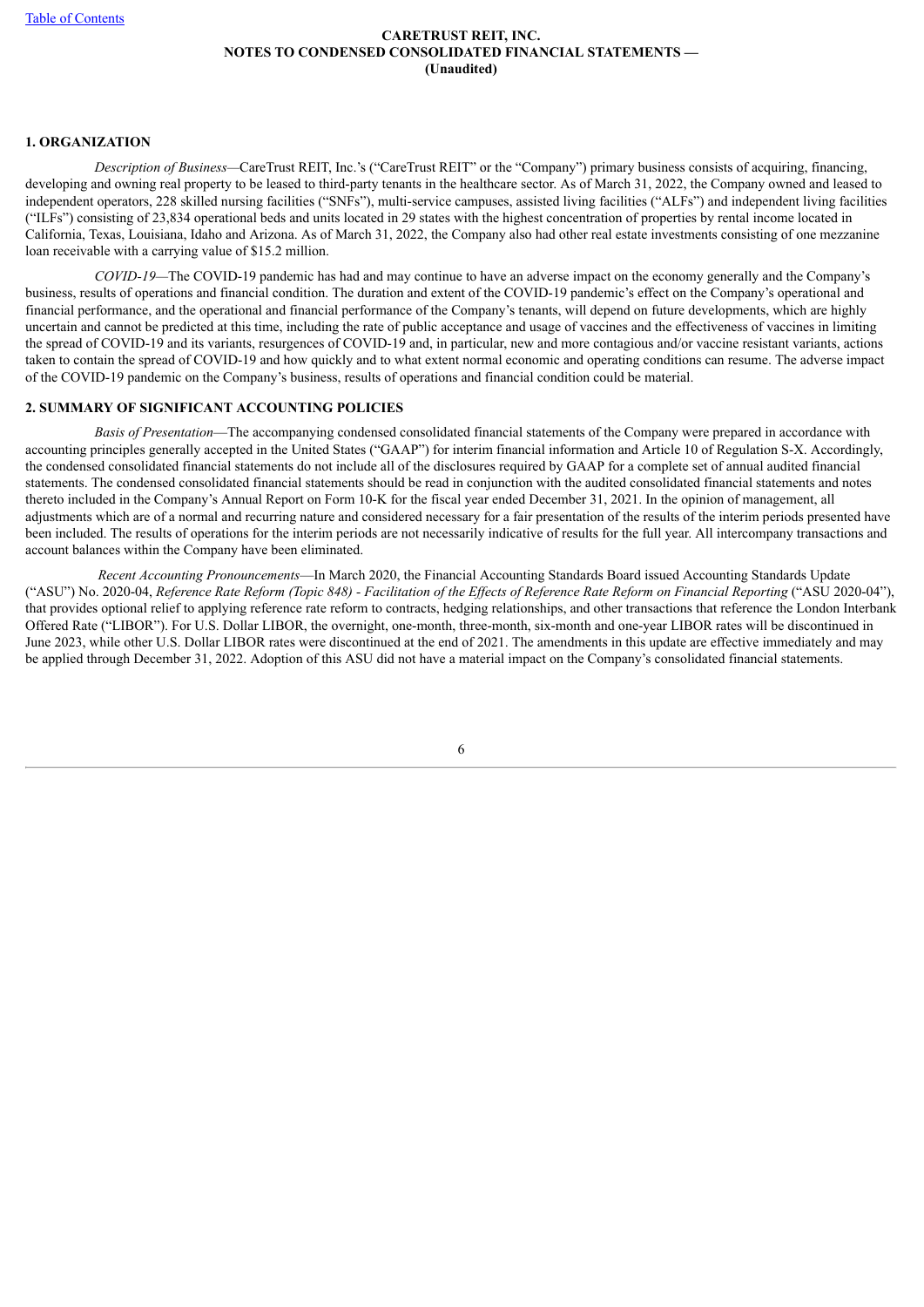**CARETRUST REIT, INC.**
**NOTES TO CONDENSED CONSOLIDATED FINANCIAL STATEMENTS —**
**(Unaudited)**

## 1. ORGANIZATION

*Description of Business*—CareTrust REIT, Inc.'s ("CareTrust REIT" or the "Company") primary business consists of acquiring, financing, developing and owning real property to be leased to third-party tenants in the healthcare sector. As of March 31, 2022, the Company owned and leased to independent operators, 228 skilled nursing facilities ("SNFs"), multi-service campuses, assisted living facilities ("ALFs") and independent living facilities ("ILFs") consisting of 23,834 operational beds and units located in 29 states with the highest concentration of properties by rental income located in California, Texas, Louisiana, Idaho and Arizona. As of March 31, 2022, the Company also had other real estate investments consisting of one mezzanine loan receivable with a carrying value of $15.2 million.

*COVID-19*—The COVID-19 pandemic has had and may continue to have an adverse impact on the economy generally and the Company's business, results of operations and financial condition. The duration and extent of the COVID-19 pandemic's effect on the Company's operational and financial performance, and the operational and financial performance of the Company's tenants, will depend on future developments, which are highly uncertain and cannot be predicted at this time, including the rate of public acceptance and usage of vaccines and the effectiveness of vaccines in limiting the spread of COVID-19 and its variants, resurgences of COVID-19 and, in particular, new and more contagious and/or vaccine resistant variants, actions taken to contain the spread of COVID-19 and how quickly and to what extent normal economic and operating conditions can resume. The adverse impact of the COVID-19 pandemic on the Company's business, results of operations and financial condition could be material.

## 2. SUMMARY OF SIGNIFICANT ACCOUNTING POLICIES

*Basis of Presentation*—The accompanying condensed consolidated financial statements of the Company were prepared in accordance with accounting principles generally accepted in the United States ("GAAP") for interim financial information and Article 10 of Regulation S-X. Accordingly, the condensed consolidated financial statements do not include all of the disclosures required by GAAP for a complete set of annual audited financial statements. The condensed consolidated financial statements should be read in conjunction with the audited consolidated financial statements and notes thereto included in the Company's Annual Report on Form 10-K for the fiscal year ended December 31, 2021. In the opinion of management, all adjustments which are of a normal and recurring nature and considered necessary for a fair presentation of the results of the interim periods presented have been included. The results of operations for the interim periods are not necessarily indicative of results for the full year. All intercompany transactions and account balances within the Company have been eliminated.

*Recent Accounting Pronouncements*—In March 2020, the Financial Accounting Standards Board issued Accounting Standards Update ("ASU") No. 2020-04, *Reference Rate Reform (Topic 848) - Facilitation of the Effects of Reference Rate Reform on Financial Reporting* ("ASU 2020-04"), that provides optional relief to applying reference rate reform to contracts, hedging relationships, and other transactions that reference the London Interbank Offered Rate ("LIBOR"). For U.S. Dollar LIBOR, the overnight, one-month, three-month, six-month and one-year LIBOR rates will be discontinued in June 2023, while other U.S. Dollar LIBOR rates were discontinued at the end of 2021. The amendments in this update are effective immediately and may be applied through December 31, 2022. Adoption of this ASU did not have a material impact on the Company's consolidated financial statements.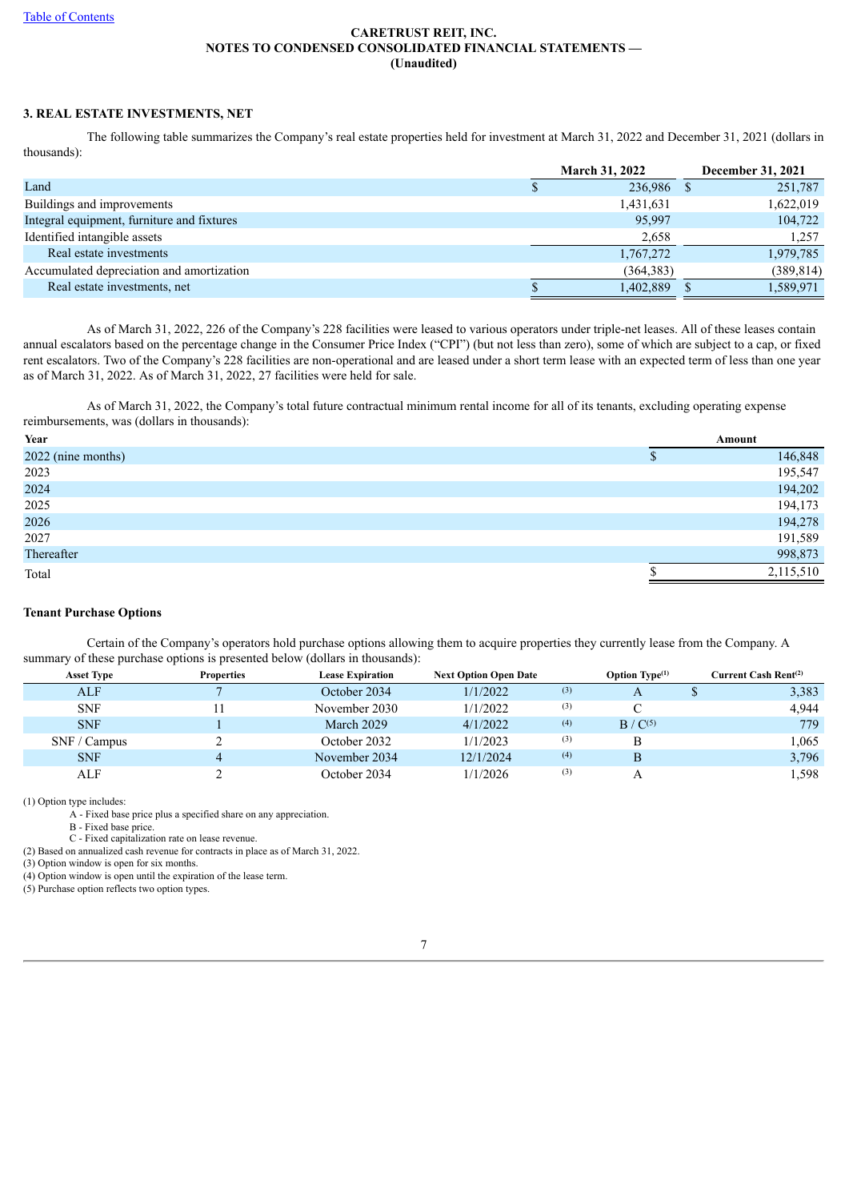**CARETRUST REIT, INC.**
**NOTES TO CONDENSED CONSOLIDATED FINANCIAL STATEMENTS —**
**(Unaudited)**

### 3. REAL ESTATE INVESTMENTS, NET

The following table summarizes the Company's real estate properties held for investment at March 31, 2022 and December 31, 2021 (dollars in thousands):

| | March 31, 2022 | December 31, 2021 |
|---|---|---|
| Land | $ 236,986 | $ 251,787 |
| Buildings and improvements | 1,431,631 | 1,622,019 |
| Integral equipment, furniture and fixtures | 95,997 | 104,722 |
| Identified intangible assets | 2,658 | 1,257 |
| Real estate investments | 1,767,272 | 1,979,785 |
| Accumulated depreciation and amortization | (364,383) | (389,814) |
| Real estate investments, net | $ 1,402,889 | $ 1,589,971 |

As of March 31, 2022, 226 of the Company's 228 facilities were leased to various operators under triple-net leases. All of these leases contain annual escalators based on the percentage change in the Consumer Price Index ("CPI") (but not less than zero), some of which are subject to a cap, or fixed rent escalators. Two of the Company's 228 facilities are non-operational and are leased under a short term lease with an expected term of less than one year as of March 31, 2022. As of March 31, 2022, 27 facilities were held for sale.

As of March 31, 2022, the Company's total future contractual minimum rental income for all of its tenants, excluding operating expense reimbursements, was (dollars in thousands):

| Year | Amount |
|---|---|
| 2022 (nine months) | $ 146,848 |
| 2023 | 195,547 |
| 2024 | 194,202 |
| 2025 | 194,173 |
| 2026 | 194,278 |
| 2027 | 191,589 |
| Thereafter | 998,873 |
| Total | $ 2,115,510 |

#### Tenant Purchase Options

Certain of the Company's operators hold purchase options allowing them to acquire properties they currently lease from the Company. A summary of these purchase options is presented below (dollars in thousands):

| Asset Type | Properties | Lease Expiration | Next Option Open Date | Option Type[1] | Current Cash Rent[2] |
|---|---|---|---|---|---|
| ALF | 7 | October 2034 | 1/1/2022 [3] | A | $ 3,383 |
| SNF | 11 | November 2030 | 1/1/2022 [3] | C | 4,944 |
| SNF | 1 | March 2029 | 4/1/2022 [4] | B / C[5] | 779 |
| SNF / Campus | 2 | October 2032 | 1/1/2023 [3] | B | 1,065 |
| SNF | 4 | November 2034 | 12/1/2024 [4] | B | 3,796 |
| ALF | 2 | October 2034 | 1/1/2026 [3] | A | 1,598 |

(1) Option type includes:
- A - Fixed base price plus a specified share on any appreciation.
- B - Fixed base price.
- C - Fixed capitalization rate on lease revenue.

(2) Based on annualized cash revenue for contracts in place as of March 31, 2022.
(3) Option window is open for six months.
(4) Option window is open until the expiration of the lease term.
(5) Purchase option reflects two option types.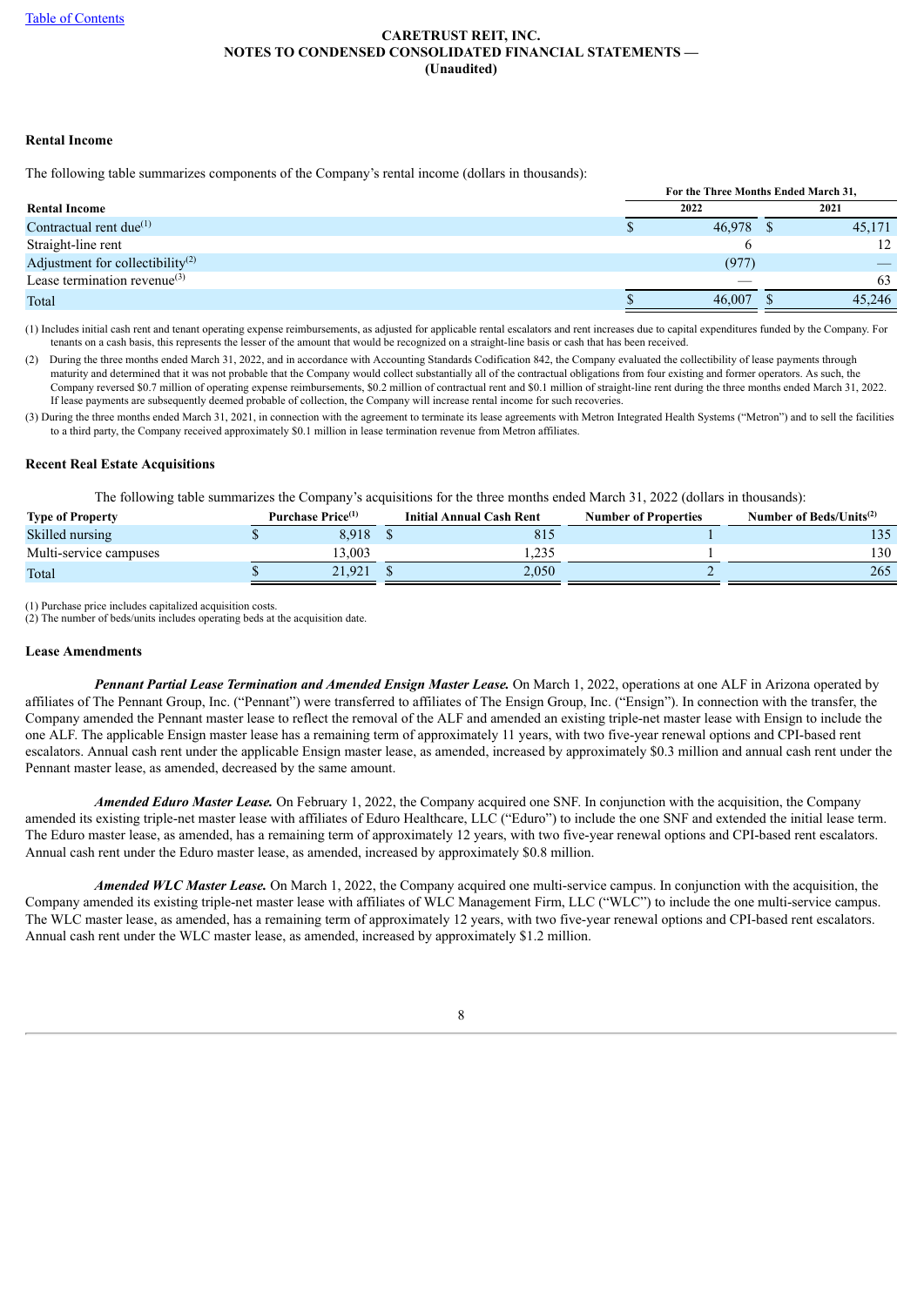CARETRUST REIT, INC.
NOTES TO CONDENSED CONSOLIDATED FINANCIAL STATEMENTS —
(Unaudited)

**Rental Income**

The following table summarizes components of the Company's rental income (dollars in thousands):

| Rental Income | For the Three Months Ended March 31, 2022 | 2021 |
|---|---|---|
| Contractual rent due[1] | $ 46,978 | $ 45,171 |
| Straight-line rent | 6 | 12 |
| Adjustment for collectibility[2] | (977) | — |
| Lease termination revenue[3] | — | 63 |
| Total | $ 46,007 | $ 45,246 |

(1) Includes initial cash rent and tenant operating expense reimbursements, as adjusted for applicable rental escalators and rent increases due to capital expenditures funded by the Company. For tenants on a cash basis, this represents the lesser of the amount that would be recognized on a straight-line basis or cash that has been received.

(2) During the three months ended March 31, 2022, and in accordance with Accounting Standards Codification 842, the Company evaluated the collectibility of lease payments through maturity and determined that it was not probable that the Company would collect substantially all of the contractual obligations from four existing and former operators. As such, the Company reversed $0.7 million of operating expense reimbursements, $0.2 million of contractual rent and $0.1 million of straight-line rent during the three months ended March 31, 2022. If lease payments are subsequently deemed probable of collection, the Company will increase rental income for such recoveries.

(3) During the three months ended March 31, 2021, in connection with the agreement to terminate its lease agreements with Metron Integrated Health Systems ("Metron") and to sell the facilities to a third party, the Company received approximately $0.1 million in lease termination revenue from Metron affiliates.

**Recent Real Estate Acquisitions**

The following table summarizes the Company's acquisitions for the three months ended March 31, 2022 (dollars in thousands):

| Type of Property | Purchase Price[1] | Initial Annual Cash Rent | Number of Properties | Number of Beds/Units[2] |
|---|---|---|---|---|
| Skilled nursing | $ 8,918 | $ 815 | 1 | 135 |
| Multi-service campuses | 13,003 | 1,235 | 1 | 130 |
| Total | $ 21,921 | $ 2,050 | 2 | 265 |

(1) Purchase price includes capitalized acquisition costs.
(2) The number of beds/units includes operating beds at the acquisition date.

**Lease Amendments**

***Pennant Partial Lease Termination and Amended Ensign Master Lease.*** On March 1, 2022, operations at one ALF in Arizona operated by affiliates of The Pennant Group, Inc. ("Pennant") were transferred to affiliates of The Ensign Group, Inc. ("Ensign"). In connection with the transfer, the Company amended the Pennant master lease to reflect the removal of the ALF and amended an existing triple-net master lease with Ensign to include the one ALF. The applicable Ensign master lease has a remaining term of approximately 11 years, with two five-year renewal options and CPI-based rent escalators. Annual cash rent under the applicable Ensign master lease, as amended, increased by approximately $0.3 million and annual cash rent under the Pennant master lease, as amended, decreased by the same amount.

***Amended Eduro Master Lease.*** On February 1, 2022, the Company acquired one SNF. In conjunction with the acquisition, the Company amended its existing triple-net master lease with affiliates of Eduro Healthcare, LLC ("Eduro") to include the one SNF and extended the initial lease term. The Eduro master lease, as amended, has a remaining term of approximately 12 years, with two five-year renewal options and CPI-based rent escalators. Annual cash rent under the Eduro master lease, as amended, increased by approximately $0.8 million.

***Amended WLC Master Lease.*** On March 1, 2022, the Company acquired one multi-service campus. In conjunction with the acquisition, the Company amended its existing triple-net master lease with affiliates of WLC Management Firm, LLC ("WLC") to include the one multi-service campus. The WLC master lease, as amended, has a remaining term of approximately 12 years, with two five-year renewal options and CPI-based rent escalators. Annual cash rent under the WLC master lease, as amended, increased by approximately $1.2 million.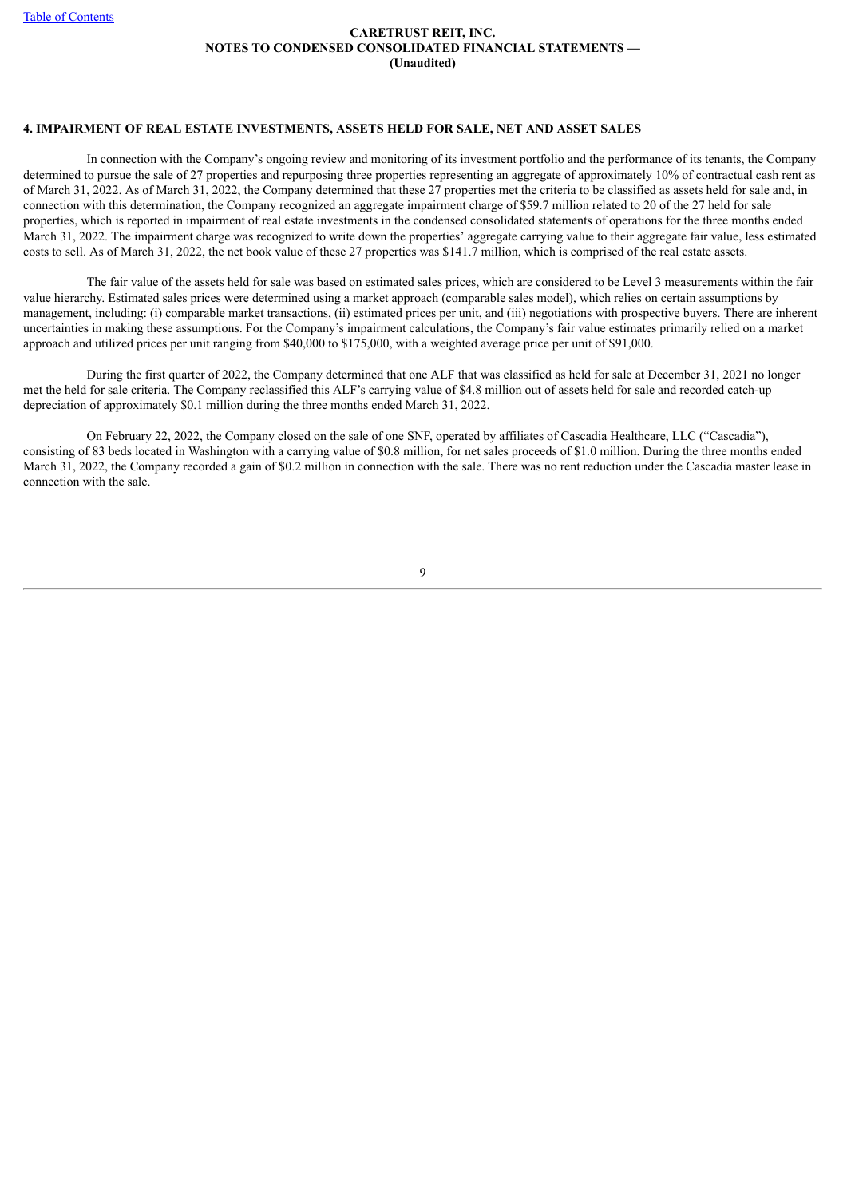## 4. IMPAIRMENT OF REAL ESTATE INVESTMENTS, ASSETS HELD FOR SALE, NET AND ASSET SALES

In connection with the Company's ongoing review and monitoring of its investment portfolio and the performance of its tenants, the Company determined to pursue the sale of 27 properties and repurposing three properties representing an aggregate of approximately 10% of contractual cash rent as of March 31, 2022. As of March 31, 2022, the Company determined that these 27 properties met the criteria to be classified as assets held for sale and, in connection with this determination, the Company recognized an aggregate impairment charge of $59.7 million related to 20 of the 27 held for sale properties, which is reported in impairment of real estate investments in the condensed consolidated statements of operations for the three months ended March 31, 2022. The impairment charge was recognized to write down the properties' aggregate carrying value to their aggregate fair value, less estimated costs to sell. As of March 31, 2022, the net book value of these 27 properties was $141.7 million, which is comprised of the real estate assets.

The fair value of the assets held for sale was based on estimated sales prices, which are considered to be Level 3 measurements within the fair value hierarchy. Estimated sales prices were determined using a market approach (comparable sales model), which relies on certain assumptions by management, including: (i) comparable market transactions, (ii) estimated prices per unit, and (iii) negotiations with prospective buyers. There are inherent uncertainties in making these assumptions. For the Company's impairment calculations, the Company's fair value estimates primarily relied on a market approach and utilized prices per unit ranging from $40,000 to $175,000, with a weighted average price per unit of $91,000.

During the first quarter of 2022, the Company determined that one ALF that was classified as held for sale at December 31, 2021 no longer met the held for sale criteria. The Company reclassified this ALF's carrying value of $4.8 million out of assets held for sale and recorded catch-up depreciation of approximately $0.1 million during the three months ended March 31, 2022.

On February 22, 2022, the Company closed on the sale of one SNF, operated by affiliates of Cascadia Healthcare, LLC ("Cascadia"), consisting of 83 beds located in Washington with a carrying value of $0.8 million, for net sales proceeds of $1.0 million. During the three months ended March 31, 2022, the Company recorded a gain of $0.2 million in connection with the sale. There was no rent reduction under the Cascadia master lease in connection with the sale.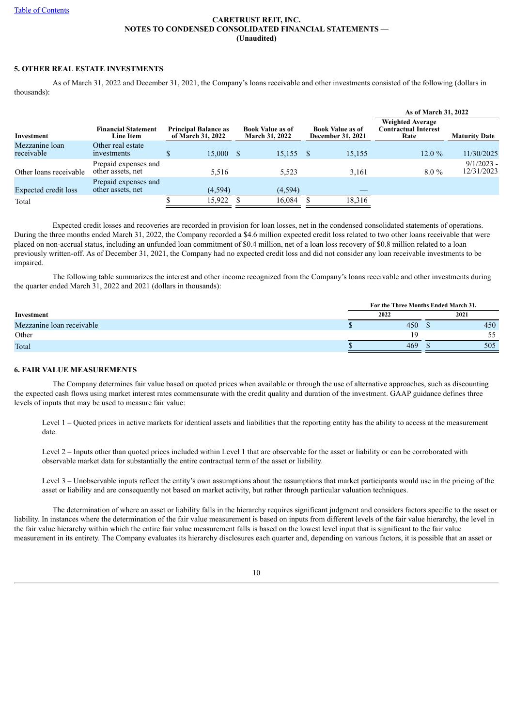## 5. OTHER REAL ESTATE INVESTMENTS

As of March 31, 2022 and December 31, 2021, the Company's loans receivable and other investments consisted of the following (dollars in thousands):

| | | | | | As of March 31, 2022 | |
|---|---|---|---|---|---|---|
| **Investment** | **Financial Statement Line Item** | **Principal Balance as of March 31, 2022** | **Book Value as of March 31, 2022** | **Book Value as of December 31, 2021** | **Weighted Average Contractual Interest Rate** | **Maturity Date** |
| Mezzanine loan receivable | Other real estate investments | $ 15,000 | $ 15,155 | $ 15,155 | 12.0 % | 11/30/2025 |
| Other loans receivable | Prepaid expenses and other assets, net | 5,516 | 5,523 | 3,161 | 8.0 % | 9/1/2023 - 12/31/2023 |
| Expected credit loss | Prepaid expenses and other assets, net | (4,594) | (4,594) | — | | |
| Total | | $ 15,922 | $ 16,084 | $ 18,316 | | |

Expected credit losses and recoveries are recorded in provision for loan losses, net in the condensed consolidated statements of operations. During the three months ended March 31, 2022, the Company recorded a $4.6 million expected credit loss related to two other loans receivable that were placed on non-accrual status, including an unfunded loan commitment of $0.4 million, net of a loan loss recovery of $0.8 million related to a loan previously written-off. As of December 31, 2021, the Company had no expected credit loss and did not consider any loan receivable investments to be impaired.

The following table summarizes the interest and other income recognized from the Company's loans receivable and other investments during the quarter ended March 31, 2022 and 2021 (dollars in thousands):

| | For the Three Months Ended March 31, | |
|---|---|---|
| **Investment** | **2022** | **2021** |
| Mezzanine loan receivable | $ 450 | $ 450 |
| Other | 19 | 55 |
| Total | $ 469 | $ 505 |

## 6. FAIR VALUE MEASUREMENTS

The Company determines fair value based on quoted prices when available or through the use of alternative approaches, such as discounting the expected cash flows using market interest rates commensurate with the credit quality and duration of the investment. GAAP guidance defines three levels of inputs that may be used to measure fair value:

Level 1 – Quoted prices in active markets for identical assets and liabilities that the reporting entity has the ability to access at the measurement date.

Level 2 – Inputs other than quoted prices included within Level 1 that are observable for the asset or liability or can be corroborated with observable market data for substantially the entire contractual term of the asset or liability.

Level 3 – Unobservable inputs reflect the entity's own assumptions about the assumptions that market participants would use in the pricing of the asset or liability and are consequently not based on market activity, but rather through particular valuation techniques.

The determination of where an asset or liability falls in the hierarchy requires significant judgment and considers factors specific to the asset or liability. In instances where the determination of the fair value measurement is based on inputs from different levels of the fair value hierarchy, the level in the fair value hierarchy within which the entire fair value measurement falls is based on the lowest level input that is significant to the fair value measurement in its entirety. The Company evaluates its hierarchy disclosures each quarter and, depending on various factors, it is possible that an asset or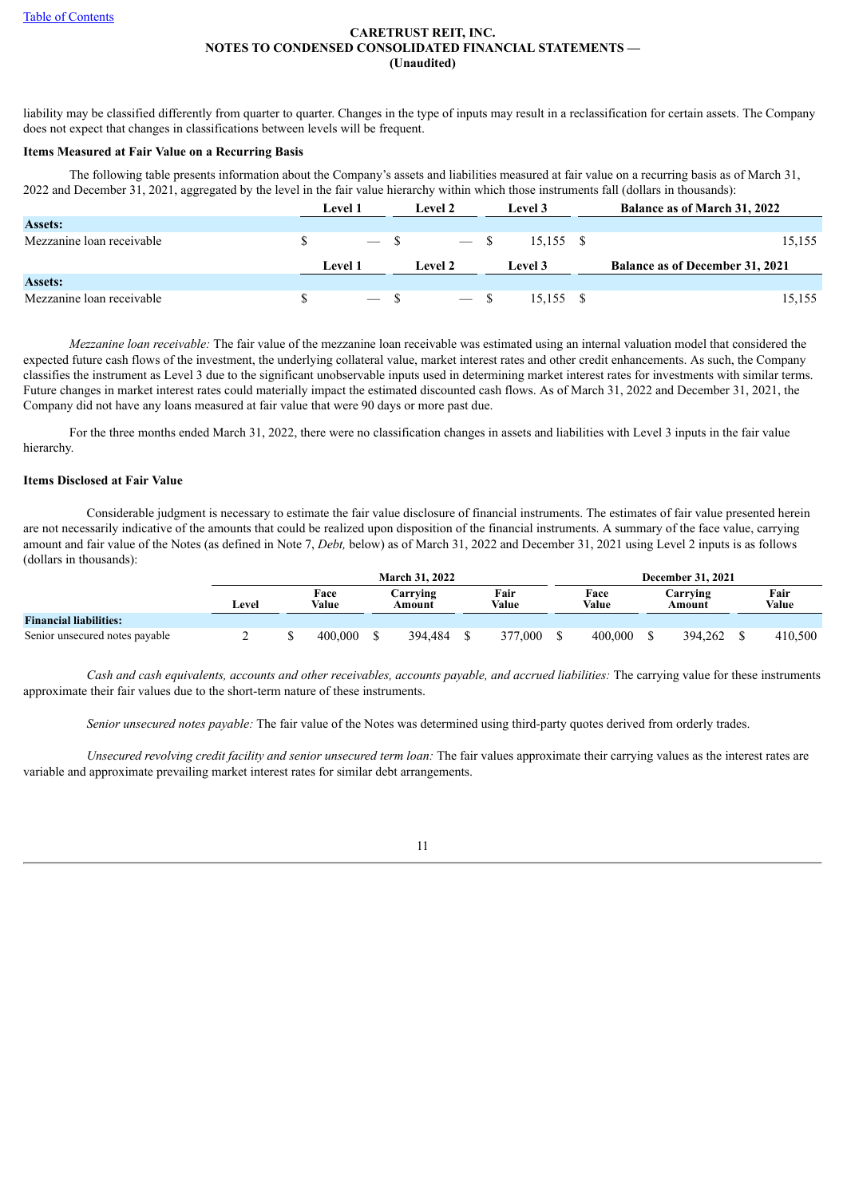liability may be classified differently from quarter to quarter. Changes in the type of inputs may result in a reclassification for certain assets. The Company does not expect that changes in classifications between levels will be frequent.

**Items Measured at Fair Value on a Recurring Basis**

The following table presents information about the Company's assets and liabilities measured at fair value on a recurring basis as of March 31, 2022 and December 31, 2021, aggregated by the level in the fair value hierarchy within which those instruments fall (dollars in thousands):

| | Level 1 | Level 2 | Level 3 | Balance as of March 31, 2022 |
|---|---|---|---|---|
| **Assets:** | | | | |
| Mezzanine loan receivable | $ — | $ — | $ 15,155 | $ 15,155 |

| | Level 1 | Level 2 | Level 3 | Balance as of December 31, 2021 |
|---|---|---|---|---|
| **Assets:** | | | | |
| Mezzanine loan receivable | $ — | $ — | $ 15,155 | $ 15,155 |

*Mezzanine loan receivable:* The fair value of the mezzanine loan receivable was estimated using an internal valuation model that considered the expected future cash flows of the investment, the underlying collateral value, market interest rates and other credit enhancements. As such, the Company classifies the instrument as Level 3 due to the significant unobservable inputs used in determining market interest rates for investments with similar terms. Future changes in market interest rates could materially impact the estimated discounted cash flows. As of March 31, 2022 and December 31, 2021, the Company did not have any loans measured at fair value that were 90 days or more past due.

For the three months ended March 31, 2022, there were no classification changes in assets and liabilities with Level 3 inputs in the fair value hierarchy.

**Items Disclosed at Fair Value**

Considerable judgment is necessary to estimate the fair value disclosure of financial instruments. The estimates of fair value presented herein are not necessarily indicative of the amounts that could be realized upon disposition of the financial instruments. A summary of the face value, carrying amount and fair value of the Notes (as defined in Note 7, *Debt,* below) as of March 31, 2022 and December 31, 2021 using Level 2 inputs is as follows (dollars in thousands):

| | | March 31, 2022 | | | December 31, 2021 | | |
|---|---|---|---|---|---|---|---|
| | Level | Face Value | Carrying Amount | Fair Value | Face Value | Carrying Amount | Fair Value |
| **Financial liabilities:** | | | | | | | |
| Senior unsecured notes payable | 2 | $ 400,000 | $ 394,484 | $ 377,000 | $ 400,000 | $ 394,262 | $ 410,500 |

*Cash and cash equivalents, accounts and other receivables, accounts payable, and accrued liabilities:* The carrying value for these instruments approximate their fair values due to the short-term nature of these instruments.

*Senior unsecured notes payable:* The fair value of the Notes was determined using third-party quotes derived from orderly trades.

*Unsecured revolving credit facility and senior unsecured term loan:* The fair values approximate their carrying values as the interest rates are variable and approximate prevailing market interest rates for similar debt arrangements.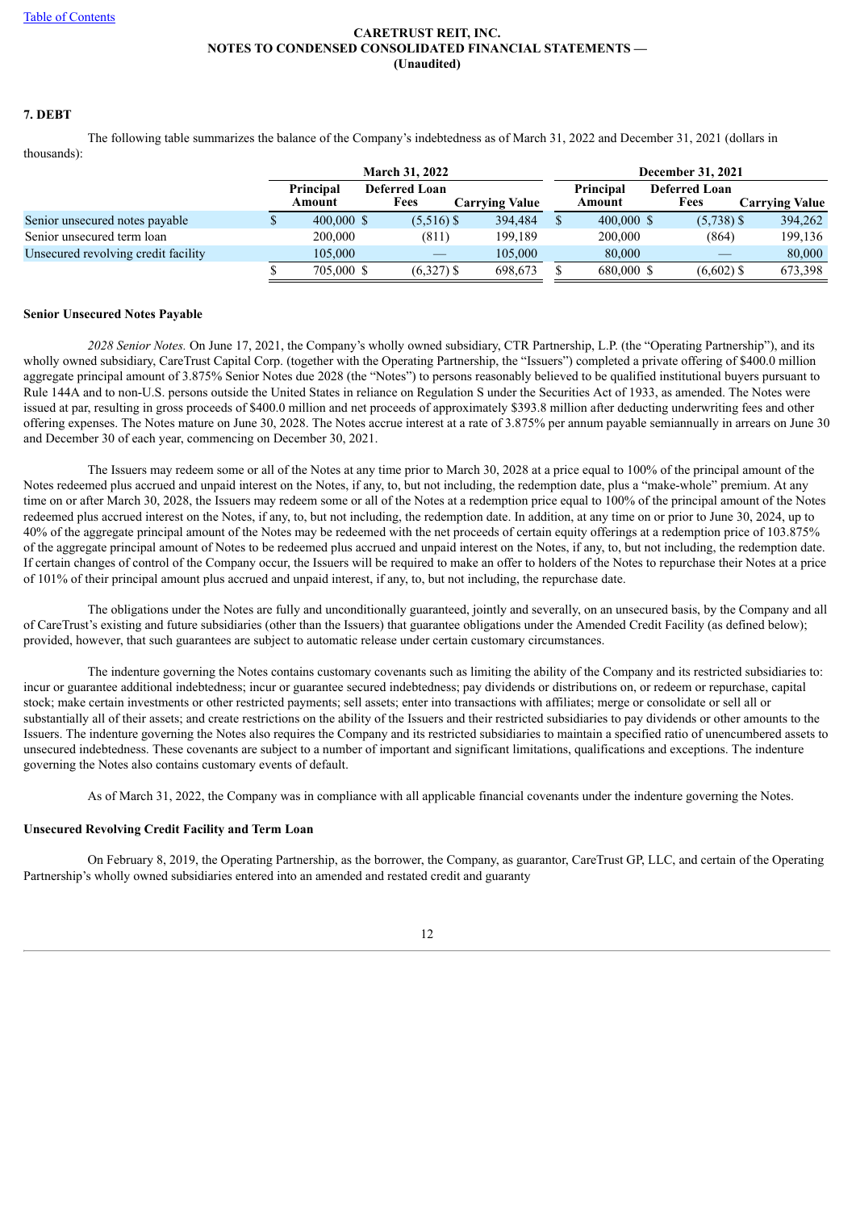**CARETRUST REIT, INC.**
**NOTES TO CONDENSED CONSOLIDATED FINANCIAL STATEMENTS —**
**(Unaudited)**

## 7. DEBT

The following table summarizes the balance of the Company's indebtedness as of March 31, 2022 and December 31, 2021 (dollars in thousands):

| | March 31, 2022 | | | December 31, 2021 | | |
|---|---|---|---|---|---|---|
| | Principal Amount | Deferred Loan Fees | Carrying Value | Principal Amount | Deferred Loan Fees | Carrying Value |
| Senior unsecured notes payable | $ 400,000 | $ (5,516) | $ 394,484 | $ 400,000 | $ (5,738) | $ 394,262 |
| Senior unsecured term loan | 200,000 | (811) | 199,189 | 200,000 | (864) | 199,136 |
| Unsecured revolving credit facility | 105,000 | — | 105,000 | 80,000 | — | 80,000 |
| | $ 705,000 | $ (6,327) | $ 698,673 | $ 680,000 | $ (6,602) | $ 673,398 |

### Senior Unsecured Notes Payable

*2028 Senior Notes.* On June 17, 2021, the Company's wholly owned subsidiary, CTR Partnership, L.P. (the "Operating Partnership"), and its wholly owned subsidiary, CareTrust Capital Corp. (together with the Operating Partnership, the "Issuers") completed a private offering of $400.0 million aggregate principal amount of 3.875% Senior Notes due 2028 (the "Notes") to persons reasonably believed to be qualified institutional buyers pursuant to Rule 144A and to non-U.S. persons outside the United States in reliance on Regulation S under the Securities Act of 1933, as amended. The Notes were issued at par, resulting in gross proceeds of $400.0 million and net proceeds of approximately $393.8 million after deducting underwriting fees and other offering expenses. The Notes mature on June 30, 2028. The Notes accrue interest at a rate of 3.875% per annum payable semiannually in arrears on June 30 and December 30 of each year, commencing on December 30, 2021.

The Issuers may redeem some or all of the Notes at any time prior to March 30, 2028 at a price equal to 100% of the principal amount of the Notes redeemed plus accrued and unpaid interest on the Notes, if any, to, but not including, the redemption date, plus a "make-whole" premium. At any time on or after March 30, 2028, the Issuers may redeem some or all of the Notes at a redemption price equal to 100% of the principal amount of the Notes redeemed plus accrued interest on the Notes, if any, to, but not including, the redemption date. In addition, at any time on or prior to June 30, 2024, up to 40% of the aggregate principal amount of the Notes may be redeemed with the net proceeds of certain equity offerings at a redemption price of 103.875% of the aggregate principal amount of Notes to be redeemed plus accrued and unpaid interest on the Notes, if any, to, but not including, the redemption date. If certain changes of control of the Company occur, the Issuers will be required to make an offer to holders of the Notes to repurchase their Notes at a price of 101% of their principal amount plus accrued and unpaid interest, if any, to, but not including, the repurchase date.

The obligations under the Notes are fully and unconditionally guaranteed, jointly and severally, on an unsecured basis, by the Company and all of CareTrust's existing and future subsidiaries (other than the Issuers) that guarantee obligations under the Amended Credit Facility (as defined below); provided, however, that such guarantees are subject to automatic release under certain customary circumstances.

The indenture governing the Notes contains customary covenants such as limiting the ability of the Company and its restricted subsidiaries to: incur or guarantee additional indebtedness; incur or guarantee secured indebtedness; pay dividends or distributions on, or redeem or repurchase, capital stock; make certain investments or other restricted payments; sell assets; enter into transactions with affiliates; merge or consolidate or sell all or substantially all of their assets; and create restrictions on the ability of the Issuers and their restricted subsidiaries to pay dividends or other amounts to the Issuers. The indenture governing the Notes also requires the Company and its restricted subsidiaries to maintain a specified ratio of unencumbered assets to unsecured indebtedness. These covenants are subject to a number of important and significant limitations, qualifications and exceptions. The indenture governing the Notes also contains customary events of default.

As of March 31, 2022, the Company was in compliance with all applicable financial covenants under the indenture governing the Notes.

### Unsecured Revolving Credit Facility and Term Loan

On February 8, 2019, the Operating Partnership, as the borrower, the Company, as guarantor, CareTrust GP, LLC, and certain of the Operating Partnership's wholly owned subsidiaries entered into an amended and restated credit and guaranty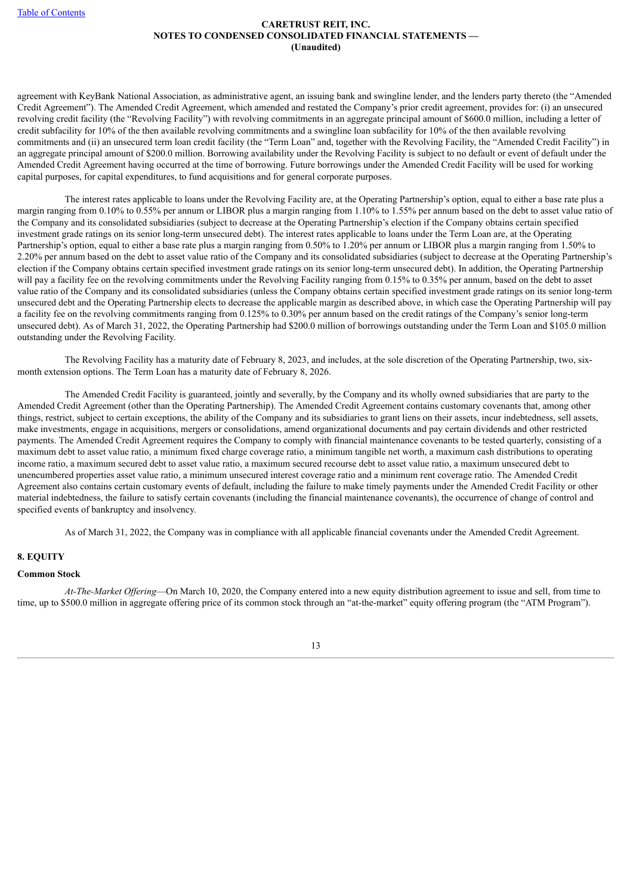agreement with KeyBank National Association, as administrative agent, an issuing bank and swingline lender, and the lenders party thereto (the "Amended Credit Agreement"). The Amended Credit Agreement, which amended and restated the Company's prior credit agreement, provides for: (i) an unsecured revolving credit facility (the "Revolving Facility") with revolving commitments in an aggregate principal amount of $600.0 million, including a letter of credit subfacility for 10% of the then available revolving commitments and a swingline loan subfacility for 10% of the then available revolving commitments and (ii) an unsecured term loan credit facility (the "Term Loan" and, together with the Revolving Facility, the "Amended Credit Facility") in an aggregate principal amount of $200.0 million. Borrowing availability under the Revolving Facility is subject to no default or event of default under the Amended Credit Agreement having occurred at the time of borrowing. Future borrowings under the Amended Credit Facility will be used for working capital purposes, for capital expenditures, to fund acquisitions and for general corporate purposes.

The interest rates applicable to loans under the Revolving Facility are, at the Operating Partnership's option, equal to either a base rate plus a margin ranging from 0.10% to 0.55% per annum or LIBOR plus a margin ranging from 1.10% to 1.55% per annum based on the debt to asset value ratio of the Company and its consolidated subsidiaries (subject to decrease at the Operating Partnership's election if the Company obtains certain specified investment grade ratings on its senior long-term unsecured debt). The interest rates applicable to loans under the Term Loan are, at the Operating Partnership's option, equal to either a base rate plus a margin ranging from 0.50% to 1.20% per annum or LIBOR plus a margin ranging from 1.50% to 2.20% per annum based on the debt to asset value ratio of the Company and its consolidated subsidiaries (subject to decrease at the Operating Partnership's election if the Company obtains certain specified investment grade ratings on its senior long-term unsecured debt). In addition, the Operating Partnership will pay a facility fee on the revolving commitments under the Revolving Facility ranging from 0.15% to 0.35% per annum, based on the debt to asset value ratio of the Company and its consolidated subsidiaries (unless the Company obtains certain specified investment grade ratings on its senior long-term unsecured debt and the Operating Partnership elects to decrease the applicable margin as described above, in which case the Operating Partnership will pay a facility fee on the revolving commitments ranging from 0.125% to 0.30% per annum based on the credit ratings of the Company's senior long-term unsecured debt). As of March 31, 2022, the Operating Partnership had $200.0 million of borrowings outstanding under the Term Loan and $105.0 million outstanding under the Revolving Facility.

The Revolving Facility has a maturity date of February 8, 2023, and includes, at the sole discretion of the Operating Partnership, two, six-month extension options. The Term Loan has a maturity date of February 8, 2026.

The Amended Credit Facility is guaranteed, jointly and severally, by the Company and its wholly owned subsidiaries that are party to the Amended Credit Agreement (other than the Operating Partnership). The Amended Credit Agreement contains customary covenants that, among other things, restrict, subject to certain exceptions, the ability of the Company and its subsidiaries to grant liens on their assets, incur indebtedness, sell assets, make investments, engage in acquisitions, mergers or consolidations, amend organizational documents and pay certain dividends and other restricted payments. The Amended Credit Agreement requires the Company to comply with financial maintenance covenants to be tested quarterly, consisting of a maximum debt to asset value ratio, a minimum fixed charge coverage ratio, a minimum tangible net worth, a maximum cash distributions to operating income ratio, a maximum secured debt to asset value ratio, a maximum secured recourse debt to asset value ratio, a maximum unsecured debt to unencumbered properties asset value ratio, a minimum unsecured interest coverage ratio and a minimum rent coverage ratio. The Amended Credit Agreement also contains certain customary events of default, including the failure to make timely payments under the Amended Credit Facility or other material indebtedness, the failure to satisfy certain covenants (including the financial maintenance covenants), the occurrence of change of control and specified events of bankruptcy and insolvency.

As of March 31, 2022, the Company was in compliance with all applicable financial covenants under the Amended Credit Agreement.

## 8. EQUITY

### Common Stock

*At-The-Market Offering*—On March 10, 2020, the Company entered into a new equity distribution agreement to issue and sell, from time to time, up to $500.0 million in aggregate offering price of its common stock through an "at-the-market" equity offering program (the "ATM Program").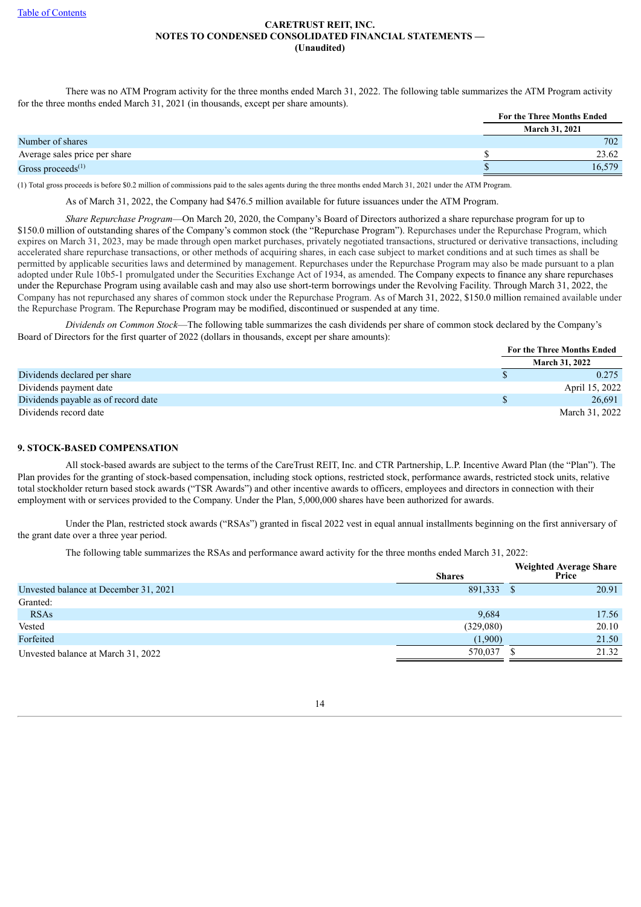There was no ATM Program activity for the three months ended March 31, 2022. The following table summarizes the ATM Program activity for the three months ended March 31, 2021 (in thousands, except per share amounts).

| | For the Three Months Ended |
|---|---|
| | March 31, 2021 |
| Number of shares | 702 |
| Average sales price per share | $ 23.62 |
| Gross proceeds[(1)] | $ 16,579 |

(1) Total gross proceeds is before $0.2 million of commissions paid to the sales agents during the three months ended March 31, 2021 under the ATM Program.

As of March 31, 2022, the Company had $476.5 million available for future issuances under the ATM Program.

*Share Repurchase Program*—On March 20, 2020, the Company's Board of Directors authorized a share repurchase program for up to $150.0 million of outstanding shares of the Company's common stock (the "Repurchase Program"). Repurchases under the Repurchase Program, which expires on March 31, 2023, may be made through open market purchases, privately negotiated transactions, structured or derivative transactions, including accelerated share repurchase transactions, or other methods of acquiring shares, in each case subject to market conditions and at such times as shall be permitted by applicable securities laws and determined by management. Repurchases under the Repurchase Program may also be made pursuant to a plan adopted under Rule 10b5-1 promulgated under the Securities Exchange Act of 1934, as amended. The Company expects to finance any share repurchases under the Repurchase Program using available cash and may also use short-term borrowings under the Revolving Facility. Through March 31, 2022, the Company has not repurchased any shares of common stock under the Repurchase Program. As of March 31, 2022, $150.0 million remained available under the Repurchase Program. The Repurchase Program may be modified, discontinued or suspended at any time.

*Dividends on Common Stock*—The following table summarizes the cash dividends per share of common stock declared by the Company's Board of Directors for the first quarter of 2022 (dollars in thousands, except per share amounts):

| | For the Three Months Ended |
|---|---|
| | March 31, 2022 |
| Dividends declared per share | $ 0.275 |
| Dividends payment date | April 15, 2022 |
| Dividends payable as of record date | $ 26,691 |
| Dividends record date | March 31, 2022 |

## 9. STOCK-BASED COMPENSATION

All stock-based awards are subject to the terms of the CareTrust REIT, Inc. and CTR Partnership, L.P. Incentive Award Plan (the "Plan"). The Plan provides for the granting of stock-based compensation, including stock options, restricted stock, performance awards, restricted stock units, relative total stockholder return based stock awards ("TSR Awards") and other incentive awards to officers, employees and directors in connection with their employment with or services provided to the Company. Under the Plan, 5,000,000 shares have been authorized for awards.

Under the Plan, restricted stock awards ("RSAs") granted in fiscal 2022 vest in equal annual installments beginning on the first anniversary of the grant date over a three year period.

The following table summarizes the RSAs and performance award activity for the three months ended March 31, 2022:

| | Shares | Weighted Average Share Price |
|---|---|---|
| Unvested balance at December 31, 2021 | 891,333 | $ 20.91 |
| Granted: | | |
| RSAs | 9,684 | 17.56 |
| Vested | (329,080) | 20.10 |
| Forfeited | (1,900) | 21.50 |
| Unvested balance at March 31, 2022 | 570,037 | $ 21.32 |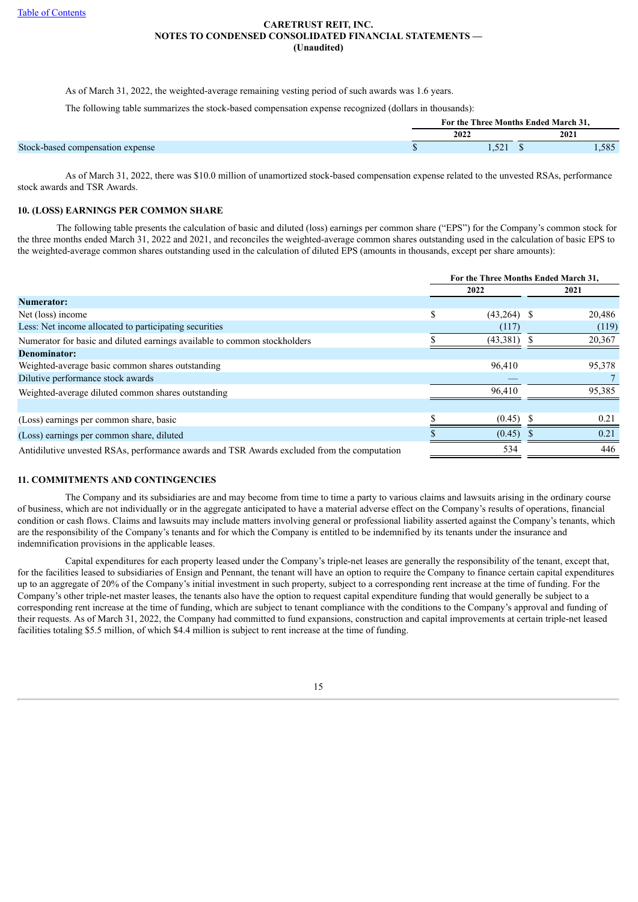As of March 31, 2022, the weighted-average remaining vesting period of such awards was 1.6 years.

The following table summarizes the stock-based compensation expense recognized (dollars in thousands):

| | For the Three Months Ended March 31, | |
|---|---|---|
| | 2022 | 2021 |
| Stock-based compensation expense | $ 1,521 | $ 1,585 |

As of March 31, 2022, there was $10.0 million of unamortized stock-based compensation expense related to the unvested RSAs, performance stock awards and TSR Awards.

## 10. (LOSS) EARNINGS PER COMMON SHARE

The following table presents the calculation of basic and diluted (loss) earnings per common share ("EPS") for the Company's common stock for the three months ended March 31, 2022 and 2021, and reconciles the weighted-average common shares outstanding used in the calculation of basic EPS to the weighted-average common shares outstanding used in the calculation of diluted EPS (amounts in thousands, except per share amounts):

| | For the Three Months Ended March 31, | |
|---|---|---|
| | 2022 | 2021 |
| **Numerator:** | | |
| Net (loss) income | $ (43,264) | $ 20,486 |
| Less: Net income allocated to participating securities | (117) | (119) |
| Numerator for basic and diluted earnings available to common stockholders | $ (43,381) | $ 20,367 |
| **Denominator:** | | |
| Weighted-average basic common shares outstanding | 96,410 | 95,378 |
| Dilutive performance stock awards | — | 7 |
| Weighted-average diluted common shares outstanding | 96,410 | 95,385 |
| | | |
| (Loss) earnings per common share, basic | $ (0.45) | $ 0.21 |
| (Loss) earnings per common share, diluted | $ (0.45) | $ 0.21 |
| Antidilutive unvested RSAs, performance awards and TSR Awards excluded from the computation | 534 | 446 |

## 11. COMMITMENTS AND CONTINGENCIES

The Company and its subsidiaries are and may become from time to time a party to various claims and lawsuits arising in the ordinary course of business, which are not individually or in the aggregate anticipated to have a material adverse effect on the Company's results of operations, financial condition or cash flows. Claims and lawsuits may include matters involving general or professional liability asserted against the Company's tenants, which are the responsibility of the Company's tenants and for which the Company is entitled to be indemnified by its tenants under the insurance and indemnification provisions in the applicable leases.

Capital expenditures for each property leased under the Company's triple-net leases are generally the responsibility of the tenant, except that, for the facilities leased to subsidiaries of Ensign and Pennant, the tenant will have an option to require the Company to finance certain capital expenditures up to an aggregate of 20% of the Company's initial investment in such property, subject to a corresponding rent increase at the time of funding. For the Company's other triple-net master leases, the tenants also have the option to request capital expenditure funding that would generally be subject to a corresponding rent increase at the time of funding, which are subject to tenant compliance with the conditions to the Company's approval and funding of their requests. As of March 31, 2022, the Company had committed to fund expansions, construction and capital improvements at certain triple-net leased facilities totaling $5.5 million, of which $4.4 million is subject to rent increase at the time of funding.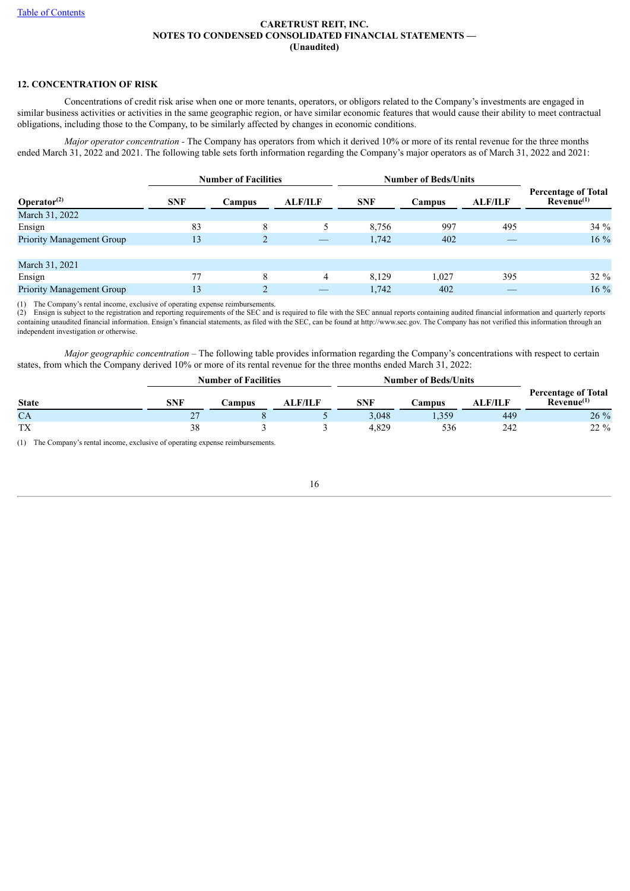## 12. CONCENTRATION OF RISK

Concentrations of credit risk arise when one or more tenants, operators, or obligors related to the Company's investments are engaged in similar business activities or activities in the same geographic region, or have similar economic features that would cause their ability to meet contractual obligations, including those to the Company, to be similarly affected by changes in economic conditions.

*Major operator concentration* - The Company has operators from which it derived 10% or more of its rental revenue for the three months ended March 31, 2022 and 2021. The following table sets forth information regarding the Company's major operators as of March 31, 2022 and 2021:

| | Number of Facilities | | | Number of Beds/Units | | | |
|---|---|---|---|---|---|---|---|
| Operator[(2)] | SNF | Campus | ALF/ILF | SNF | Campus | ALF/ILF | Percentage of Total Revenue[(1)] |
| March 31, 2022 | | | | | | | |
| Ensign | 83 | 8 | 5 | 8,756 | 997 | 495 | 34 % |
| Priority Management Group | 13 | 2 | — | 1,742 | 402 | — | 16 % |
| March 31, 2021 | | | | | | | |
| Ensign | 77 | 8 | 4 | 8,129 | 1,027 | 395 | 32 % |
| Priority Management Group | 13 | 2 | — | 1,742 | 402 | — | 16 % |

(1) The Company's rental income, exclusive of operating expense reimbursements.
(2) Ensign is subject to the registration and reporting requirements of the SEC and is required to file with the SEC annual reports containing audited financial information and quarterly reports containing unaudited financial information. Ensign's financial statements, as filed with the SEC, can be found at http://www.sec.gov. The Company has not verified this information through an independent investigation or otherwise.

*Major geographic concentration* – The following table provides information regarding the Company's concentrations with respect to certain states, from which the Company derived 10% or more of its rental revenue for the three months ended March 31, 2022:

| | Number of Facilities | | | Number of Beds/Units | | | |
|---|---|---|---|---|---|---|---|
| State | SNF | Campus | ALF/ILF | SNF | Campus | ALF/ILF | Percentage of Total Revenue[(1)] |
| CA | 27 | 8 | 5 | 3,048 | 1,359 | 449 | 26 % |
| TX | 38 | 3 | 3 | 4,829 | 536 | 242 | 22 % |

(1) The Company's rental income, exclusive of operating expense reimbursements.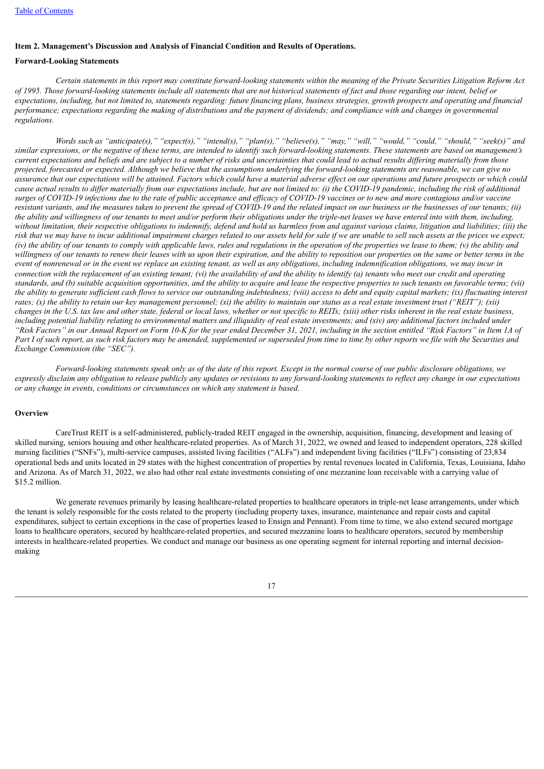**Item 2. Management's Discussion and Analysis of Financial Condition and Results of Operations.**

**Forward-Looking Statements**

*Certain statements in this report may constitute forward-looking statements within the meaning of the Private Securities Litigation Reform Act of 1995. Those forward-looking statements include all statements that are not historical statements of fact and those regarding our intent, belief or expectations, including, but not limited to, statements regarding: future financing plans, business strategies, growth prospects and operating and financial performance; expectations regarding the making of distributions and the payment of dividends; and compliance with and changes in governmental regulations.*

*Words such as "anticipate(s)," "expect(s)," "intend(s)," "plan(s)," "believe(s)," "may," "will," "would," "could," "should," "seek(s)" and similar expressions, or the negative of these terms, are intended to identify such forward-looking statements. These statements are based on management's current expectations and beliefs and are subject to a number of risks and uncertainties that could lead to actual results differing materially from those projected, forecasted or expected. Although we believe that the assumptions underlying the forward-looking statements are reasonable, we can give no assurance that our expectations will be attained. Factors which could have a material adverse effect on our operations and future prospects or which could cause actual results to differ materially from our expectations include, but are not limited to: (i) the COVID-19 pandemic, including the risk of additional surges of COVID-19 infections due to the rate of public acceptance and efficacy of COVID-19 vaccines or to new and more contagious and/or vaccine resistant variants, and the measures taken to prevent the spread of COVID-19 and the related impact on our business or the businesses of our tenants; (ii) the ability and willingness of our tenants to meet and/or perform their obligations under the triple-net leases we have entered into with them, including, without limitation, their respective obligations to indemnify, defend and hold us harmless from and against various claims, litigation and liabilities; (iii) the risk that we may have to incur additional impairment charges related to our assets held for sale if we are unable to sell such assets at the prices we expect; (iv) the ability of our tenants to comply with applicable laws, rules and regulations in the operation of the properties we lease to them; (v) the ability and willingness of our tenants to renew their leases with us upon their expiration, and the ability to reposition our properties on the same or better terms in the event of nonrenewal or in the event we replace an existing tenant, as well as any obligations, including indemnification obligations, we may incur in connection with the replacement of an existing tenant; (vi) the availability of and the ability to identify (a) tenants who meet our credit and operating standards, and (b) suitable acquisition opportunities, and the ability to acquire and lease the respective properties to such tenants on favorable terms; (vii) the ability to generate sufficient cash flows to service our outstanding indebtedness; (viii) access to debt and equity capital markets; (ix) fluctuating interest rates; (x) the ability to retain our key management personnel; (xi) the ability to maintain our status as a real estate investment trust ("REIT"); (xii) changes in the U.S. tax law and other state, federal or local laws, whether or not specific to REITs; (xiii) other risks inherent in the real estate business, including potential liability relating to environmental matters and illiquidity of real estate investments; and (xiv) any additional factors included under "Risk Factors" in our Annual Report on Form 10-K for the year ended December 31, 2021, including in the section entitled "Risk Factors" in Item 1A of Part I of such report, as such risk factors may be amended, supplemented or superseded from time to time by other reports we file with the Securities and Exchange Commission (the "SEC").*

*Forward-looking statements speak only as of the date of this report. Except in the normal course of our public disclosure obligations, we expressly disclaim any obligation to release publicly any updates or revisions to any forward-looking statements to reflect any change in our expectations or any change in events, conditions or circumstances on which any statement is based.*

**Overview**

CareTrust REIT is a self-administered, publicly-traded REIT engaged in the ownership, acquisition, financing, development and leasing of skilled nursing, seniors housing and other healthcare-related properties. As of March 31, 2022, we owned and leased to independent operators, 228 skilled nursing facilities ("SNFs"), multi-service campuses, assisted living facilities ("ALFs") and independent living facilities ("ILFs") consisting of 23,834 operational beds and units located in 29 states with the highest concentration of properties by rental revenues located in California, Texas, Louisiana, Idaho and Arizona. As of March 31, 2022, we also had other real estate investments consisting of one mezzanine loan receivable with a carrying value of $15.2 million.

We generate revenues primarily by leasing healthcare-related properties to healthcare operators in triple-net lease arrangements, under which the tenant is solely responsible for the costs related to the property (including property taxes, insurance, maintenance and repair costs and capital expenditures, subject to certain exceptions in the case of properties leased to Ensign and Pennant). From time to time, we also extend secured mortgage loans to healthcare operators, secured by healthcare-related properties, and secured mezzanine loans to healthcare operators, secured by membership interests in healthcare-related properties. We conduct and manage our business as one operating segment for internal reporting and internal decision-making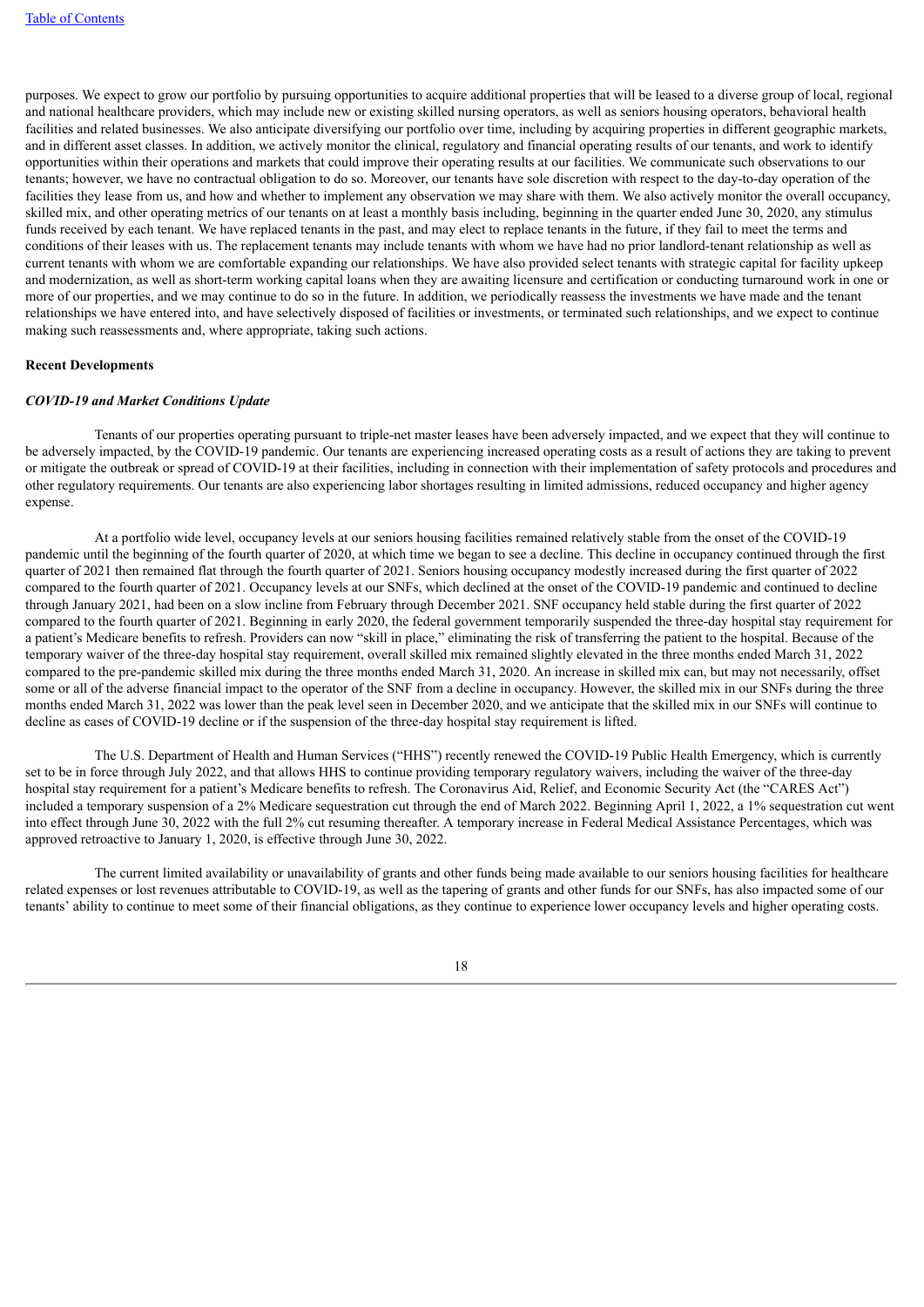purposes. We expect to grow our portfolio by pursuing opportunities to acquire additional properties that will be leased to a diverse group of local, regional and national healthcare providers, which may include new or existing skilled nursing operators, as well as seniors housing operators, behavioral health facilities and related businesses. We also anticipate diversifying our portfolio over time, including by acquiring properties in different geographic markets, and in different asset classes. In addition, we actively monitor the clinical, regulatory and financial operating results of our tenants, and work to identify opportunities within their operations and markets that could improve their operating results at our facilities. We communicate such observations to our tenants; however, we have no contractual obligation to do so. Moreover, our tenants have sole discretion with respect to the day-to-day operation of the facilities they lease from us, and how and whether to implement any observation we may share with them. We also actively monitor the overall occupancy, skilled mix, and other operating metrics of our tenants on at least a monthly basis including, beginning in the quarter ended June 30, 2020, any stimulus funds received by each tenant. We have replaced tenants in the past, and may elect to replace tenants in the future, if they fail to meet the terms and conditions of their leases with us. The replacement tenants may include tenants with whom we have had no prior landlord-tenant relationship as well as current tenants with whom we are comfortable expanding our relationships. We have also provided select tenants with strategic capital for facility upkeep and modernization, as well as short-term working capital loans when they are awaiting licensure and certification or conducting turnaround work in one or more of our properties, and we may continue to do so in the future. In addition, we periodically reassess the investments we have made and the tenant relationships we have entered into, and have selectively disposed of facilities or investments, or terminated such relationships, and we expect to continue making such reassessments and, where appropriate, taking such actions.

**Recent Developments**

***COVID-19 and Market Conditions Update***

Tenants of our properties operating pursuant to triple-net master leases have been adversely impacted, and we expect that they will continue to be adversely impacted, by the COVID-19 pandemic. Our tenants are experiencing increased operating costs as a result of actions they are taking to prevent or mitigate the outbreak or spread of COVID-19 at their facilities, including in connection with their implementation of safety protocols and procedures and other regulatory requirements. Our tenants are also experiencing labor shortages resulting in limited admissions, reduced occupancy and higher agency expense.

At a portfolio wide level, occupancy levels at our seniors housing facilities remained relatively stable from the onset of the COVID-19 pandemic until the beginning of the fourth quarter of 2020, at which time we began to see a decline. This decline in occupancy continued through the first quarter of 2021 then remained flat through the fourth quarter of 2021. Seniors housing occupancy modestly increased during the first quarter of 2022 compared to the fourth quarter of 2021. Occupancy levels at our SNFs, which declined at the onset of the COVID-19 pandemic and continued to decline through January 2021, had been on a slow incline from February through December 2021. SNF occupancy held stable during the first quarter of 2022 compared to the fourth quarter of 2021. Beginning in early 2020, the federal government temporarily suspended the three-day hospital stay requirement for a patient's Medicare benefits to refresh. Providers can now "skill in place," eliminating the risk of transferring the patient to the hospital. Because of the temporary waiver of the three-day hospital stay requirement, overall skilled mix remained slightly elevated in the three months ended March 31, 2022 compared to the pre-pandemic skilled mix during the three months ended March 31, 2020. An increase in skilled mix can, but may not necessarily, offset some or all of the adverse financial impact to the operator of the SNF from a decline in occupancy. However, the skilled mix in our SNFs during the three months ended March 31, 2022 was lower than the peak level seen in December 2020, and we anticipate that the skilled mix in our SNFs will continue to decline as cases of COVID-19 decline or if the suspension of the three-day hospital stay requirement is lifted.

The U.S. Department of Health and Human Services ("HHS") recently renewed the COVID-19 Public Health Emergency, which is currently set to be in force through July 2022, and that allows HHS to continue providing temporary regulatory waivers, including the waiver of the three-day hospital stay requirement for a patient's Medicare benefits to refresh. The Coronavirus Aid, Relief, and Economic Security Act (the "CARES Act") included a temporary suspension of a 2% Medicare sequestration cut through the end of March 2022. Beginning April 1, 2022, a 1% sequestration cut went into effect through June 30, 2022 with the full 2% cut resuming thereafter. A temporary increase in Federal Medical Assistance Percentages, which was approved retroactive to January 1, 2020, is effective through June 30, 2022.

The current limited availability or unavailability of grants and other funds being made available to our seniors housing facilities for healthcare related expenses or lost revenues attributable to COVID-19, as well as the tapering of grants and other funds for our SNFs, has also impacted some of our tenants' ability to continue to meet some of their financial obligations, as they continue to experience lower occupancy levels and higher operating costs.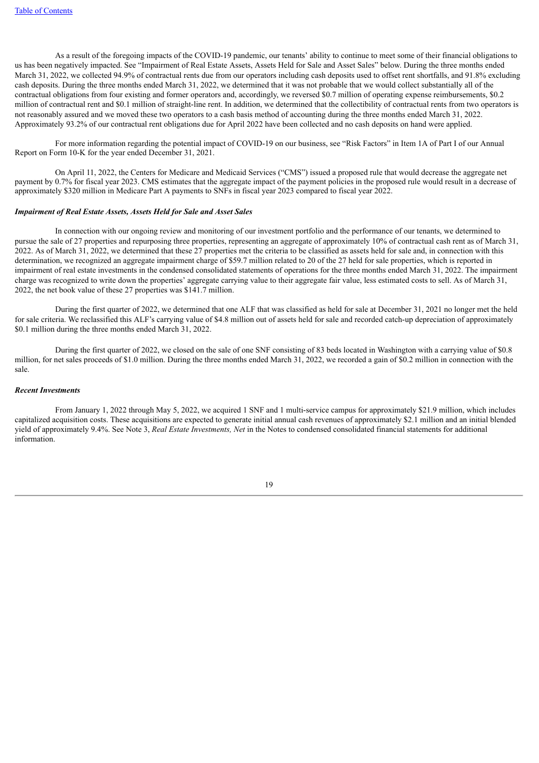As a result of the foregoing impacts of the COVID-19 pandemic, our tenants' ability to continue to meet some of their financial obligations to us has been negatively impacted. See "Impairment of Real Estate Assets, Assets Held for Sale and Asset Sales" below. During the three months ended March 31, 2022, we collected 94.9% of contractual rents due from our operators including cash deposits used to offset rent shortfalls, and 91.8% excluding cash deposits. During the three months ended March 31, 2022, we determined that it was not probable that we would collect substantially all of the contractual obligations from four existing and former operators and, accordingly, we reversed $0.7 million of operating expense reimbursements, $0.2 million of contractual rent and $0.1 million of straight-line rent. In addition, we determined that the collectibility of contractual rents from two operators is not reasonably assured and we moved these two operators to a cash basis method of accounting during the three months ended March 31, 2022. Approximately 93.2% of our contractual rent obligations due for April 2022 have been collected and no cash deposits on hand were applied.

For more information regarding the potential impact of COVID-19 on our business, see "Risk Factors" in Item 1A of Part I of our Annual Report on Form 10-K for the year ended December 31, 2021.

On April 11, 2022, the Centers for Medicare and Medicaid Services ("CMS") issued a proposed rule that would decrease the aggregate net payment by 0.7% for fiscal year 2023. CMS estimates that the aggregate impact of the payment policies in the proposed rule would result in a decrease of approximately $320 million in Medicare Part A payments to SNFs in fiscal year 2023 compared to fiscal year 2022.

### *Impairment of Real Estate Assets, Assets Held for Sale and Asset Sales*

In connection with our ongoing review and monitoring of our investment portfolio and the performance of our tenants, we determined to pursue the sale of 27 properties and repurposing three properties, representing an aggregate of approximately 10% of contractual cash rent as of March 31, 2022. As of March 31, 2022, we determined that these 27 properties met the criteria to be classified as assets held for sale and, in connection with this determination, we recognized an aggregate impairment charge of $59.7 million related to 20 of the 27 held for sale properties, which is reported in impairment of real estate investments in the condensed consolidated statements of operations for the three months ended March 31, 2022. The impairment charge was recognized to write down the properties' aggregate carrying value to their aggregate fair value, less estimated costs to sell. As of March 31, 2022, the net book value of these 27 properties was $141.7 million.

During the first quarter of 2022, we determined that one ALF that was classified as held for sale at December 31, 2021 no longer met the held for sale criteria. We reclassified this ALF's carrying value of $4.8 million out of assets held for sale and recorded catch-up depreciation of approximately $0.1 million during the three months ended March 31, 2022.

During the first quarter of 2022, we closed on the sale of one SNF consisting of 83 beds located in Washington with a carrying value of $0.8 million, for net sales proceeds of $1.0 million. During the three months ended March 31, 2022, we recorded a gain of $0.2 million in connection with the sale.

### *Recent Investments*

From January 1, 2022 through May 5, 2022, we acquired 1 SNF and 1 multi-service campus for approximately $21.9 million, which includes capitalized acquisition costs. These acquisitions are expected to generate initial annual cash revenues of approximately $2.1 million and an initial blended yield of approximately 9.4%. See Note 3, *Real Estate Investments, Net* in the Notes to condensed consolidated financial statements for additional information.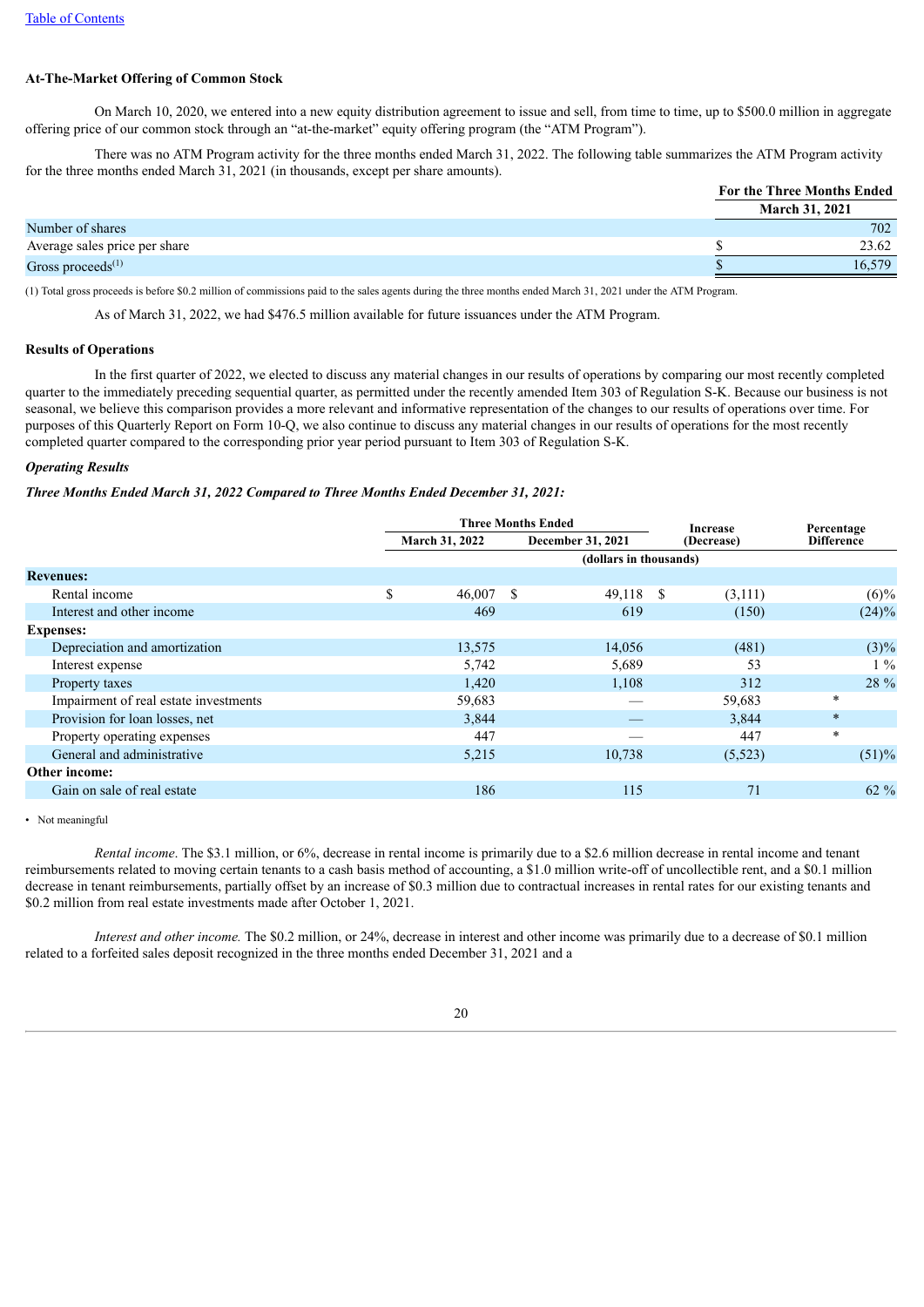#### At-The-Market Offering of Common Stock

On March 10, 2020, we entered into a new equity distribution agreement to issue and sell, from time to time, up to $500.0 million in aggregate offering price of our common stock through an “at-the-market” equity offering program (the “ATM Program”).

There was no ATM Program activity for the three months ended March 31, 2022. The following table summarizes the ATM Program activity for the three months ended March 31, 2021 (in thousands, except per share amounts).

| | For the Three Months Ended March 31, 2021 |
|---|---|
| Number of shares | 702 |
| Average sales price per share | $ 23.62 |
| Gross proceeds[(1)] | $ 16,579 |

(1) Total gross proceeds is before $0.2 million of commissions paid to the sales agents during the three months ended March 31, 2021 under the ATM Program.

As of March 31, 2022, we had $476.5 million available for future issuances under the ATM Program.

#### Results of Operations

In the first quarter of 2022, we elected to discuss any material changes in our results of operations by comparing our most recently completed quarter to the immediately preceding sequential quarter, as permitted under the recently amended Item 303 of Regulation S-K. Because our business is not seasonal, we believe this comparison provides a more relevant and informative representation of the changes to our results of operations over time. For purposes of this Quarterly Report on Form 10-Q, we also continue to discuss any material changes in our results of operations for the most recently completed quarter compared to the corresponding prior year period pursuant to Item 303 of Regulation S-K.

***Operating Results***

***Three Months Ended March 31, 2022 Compared to Three Months Ended December 31, 2021:***

| | Three Months Ended March 31, 2022 | Three Months Ended December 31, 2021 | Increase (Decrease) | Percentage Difference |
|---|---|---|---|---|
| | (dollars in thousands) | | | |
| **Revenues:** | | | | |
| Rental income | $ 46,007 | $ 49,118 | $ (3,111) | (6)% |
| Interest and other income | 469 | 619 | (150) | (24)% |
| **Expenses:** | | | | |
| Depreciation and amortization | 13,575 | 14,056 | (481) | (3)% |
| Interest expense | 5,742 | 5,689 | 53 | 1 % |
| Property taxes | 1,420 | 1,108 | 312 | 28 % |
| Impairment of real estate investments | 59,683 | — | 59,683 | * |
| Provision for loan losses, net | 3,844 | — | 3,844 | * |
| Property operating expenses | 447 | — | 447 | * |
| General and administrative | 5,215 | 10,738 | (5,523) | (51)% |
| **Other income:** | | | | |
| Gain on sale of real estate | 186 | 115 | 71 | 62 % |

* Not meaningful

*Rental income*. The $3.1 million, or 6%, decrease in rental income is primarily due to a $2.6 million decrease in rental income and tenant reimbursements related to moving certain tenants to a cash basis method of accounting, a $1.0 million write-off of uncollectible rent, and a $0.1 million decrease in tenant reimbursements, partially offset by an increase of $0.3 million due to contractual increases in rental rates for our existing tenants and $0.2 million from real estate investments made after October 1, 2021.

*Interest and other income.* The $0.2 million, or 24%, decrease in interest and other income was primarily due to a decrease of $0.1 million related to a forfeited sales deposit recognized in the three months ended December 31, 2021 and a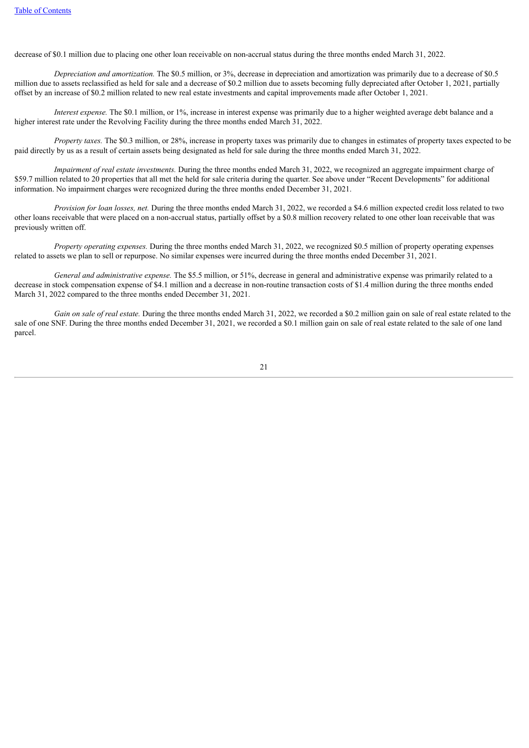decrease of $0.1 million due to placing one other loan receivable on non-accrual status during the three months ended March 31, 2022.

*Depreciation and amortization.* The $0.5 million, or 3%, decrease in depreciation and amortization was primarily due to a decrease of $0.5 million due to assets reclassified as held for sale and a decrease of $0.2 million due to assets becoming fully depreciated after October 1, 2021, partially offset by an increase of $0.2 million related to new real estate investments and capital improvements made after October 1, 2021.

*Interest expense.* The $0.1 million, or 1%, increase in interest expense was primarily due to a higher weighted average debt balance and a higher interest rate under the Revolving Facility during the three months ended March 31, 2022.

*Property taxes.* The $0.3 million, or 28%, increase in property taxes was primarily due to changes in estimates of property taxes expected to be paid directly by us as a result of certain assets being designated as held for sale during the three months ended March 31, 2022.

*Impairment of real estate investments.* During the three months ended March 31, 2022, we recognized an aggregate impairment charge of $59.7 million related to 20 properties that all met the held for sale criteria during the quarter. See above under "Recent Developments" for additional information. No impairment charges were recognized during the three months ended December 31, 2021.

*Provision for loan losses, net.* During the three months ended March 31, 2022, we recorded a $4.6 million expected credit loss related to two other loans receivable that were placed on a non-accrual status, partially offset by a $0.8 million recovery related to one other loan receivable that was previously written off.

*Property operating expenses.* During the three months ended March 31, 2022, we recognized $0.5 million of property operating expenses related to assets we plan to sell or repurpose. No similar expenses were incurred during the three months ended December 31, 2021.

*General and administrative expense.* The $5.5 million, or 51%, decrease in general and administrative expense was primarily related to a decrease in stock compensation expense of $4.1 million and a decrease in non-routine transaction costs of $1.4 million during the three months ended March 31, 2022 compared to the three months ended December 31, 2021.

*Gain on sale of real estate.* During the three months ended March 31, 2022, we recorded a $0.2 million gain on sale of real estate related to the sale of one SNF. During the three months ended December 31, 2021, we recorded a $0.1 million gain on sale of real estate related to the sale of one land parcel.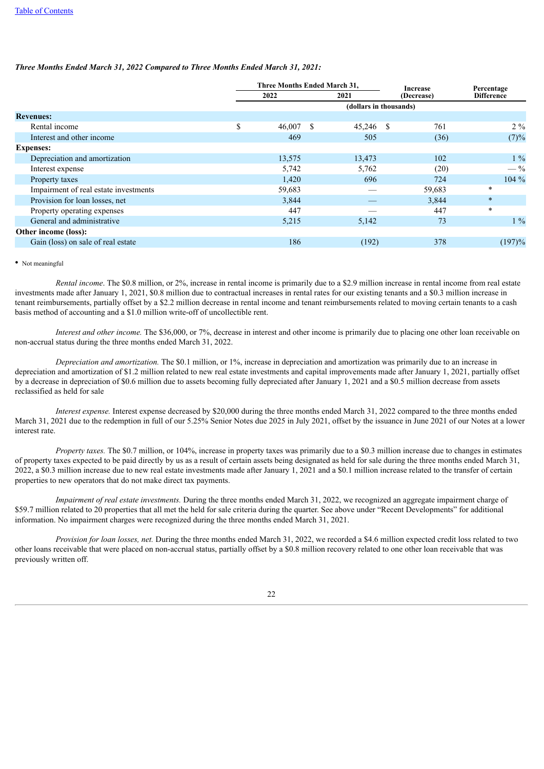[Table of Contents](#)

***Three Months Ended March 31, 2022 Compared to Three Months Ended March 31, 2021:***

| | Three Months Ended March 31, | | Increase (Decrease) | Percentage Difference |
|---|---|---|---|---|
| | 2022 | 2021 | | |
| | (dollars in thousands) | | | |
| **Revenues:** | | | | |
| Rental income | $ 46,007 | $ 45,246 | $ 761 | 2 % |
| Interest and other income | 469 | 505 | (36) | (7)% |
| **Expenses:** | | | | |
| Depreciation and amortization | 13,575 | 13,473 | 102 | 1 % |
| Interest expense | 5,742 | 5,762 | (20) | — % |
| Property taxes | 1,420 | 696 | 724 | 104 % |
| Impairment of real estate investments | 59,683 | — | 59,683 | * |
| Provision for loan losses, net | 3,844 | — | 3,844 | * |
| Property operating expenses | 447 | — | 447 | * |
| General and administrative | 5,215 | 5,142 | 73 | 1 % |
| **Other income (loss):** | | | | |
| Gain (loss) on sale of real estate | 186 | (192) | 378 | (197)% |

- Not meaningful

*Rental income*. The $0.8 million, or 2%, increase in rental income is primarily due to a $2.9 million increase in rental income from real estate investments made after January 1, 2021, $0.8 million due to contractual increases in rental rates for our existing tenants and a $0.3 million increase in tenant reimbursements, partially offset by a $2.2 million decrease in rental income and tenant reimbursements related to moving certain tenants to a cash basis method of accounting and a $1.0 million write-off of uncollectible rent.

*Interest and other income.* The $36,000, or 7%, decrease in interest and other income is primarily due to placing one other loan receivable on non-accrual status during the three months ended March 31, 2022.

*Depreciation and amortization.* The $0.1 million, or 1%, increase in depreciation and amortization was primarily due to an increase in depreciation and amortization of $1.2 million related to new real estate investments and capital improvements made after January 1, 2021, partially offset by a decrease in depreciation of $0.6 million due to assets becoming fully depreciated after January 1, 2021 and a $0.5 million decrease from assets reclassified as held for sale

*Interest expense.* Interest expense decreased by $20,000 during the three months ended March 31, 2022 compared to the three months ended March 31, 2021 due to the redemption in full of our 5.25% Senior Notes due 2025 in July 2021, offset by the issuance in June 2021 of our Notes at a lower interest rate.

*Property taxes.* The $0.7 million, or 104%, increase in property taxes was primarily due to a $0.3 million increase due to changes in estimates of property taxes expected to be paid directly by us as a result of certain assets being designated as held for sale during the three months ended March 31, 2022, a $0.3 million increase due to new real estate investments made after January 1, 2021 and a $0.1 million increase related to the transfer of certain properties to new operators that do not make direct tax payments.

*Impairment of real estate investments.* During the three months ended March 31, 2022, we recognized an aggregate impairment charge of $59.7 million related to 20 properties that all met the held for sale criteria during the quarter. See above under "Recent Developments" for additional information. No impairment charges were recognized during the three months ended March 31, 2021.

*Provision for loan losses, net.* During the three months ended March 31, 2022, we recorded a $4.6 million expected credit loss related to two other loans receivable that were placed on non-accrual status, partially offset by a $0.8 million recovery related to one other loan receivable that was previously written off.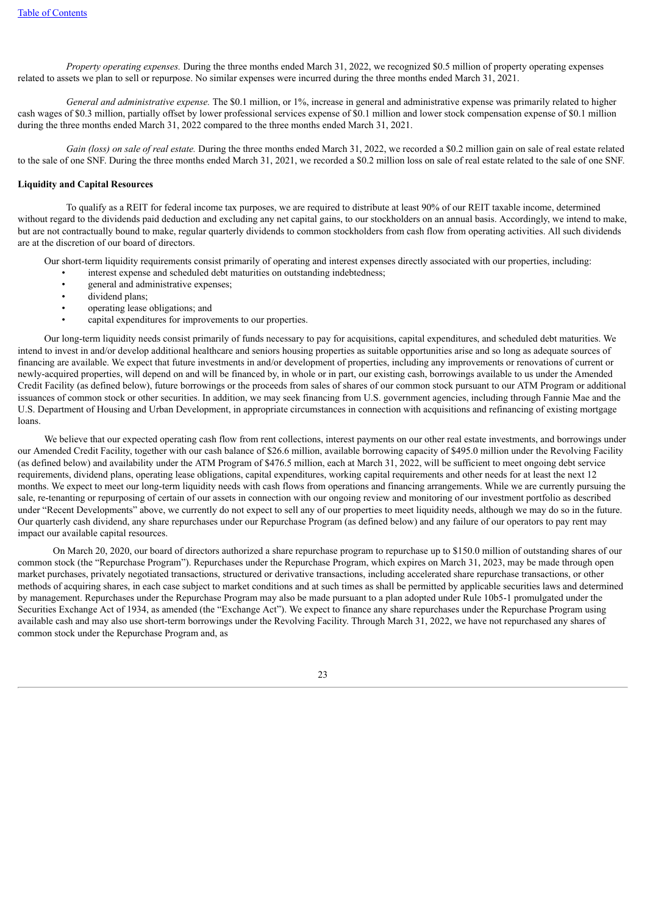*Property operating expenses.* During the three months ended March 31, 2022, we recognized $0.5 million of property operating expenses related to assets we plan to sell or repurpose. No similar expenses were incurred during the three months ended March 31, 2021.

*General and administrative expense.* The $0.1 million, or 1%, increase in general and administrative expense was primarily related to higher cash wages of $0.3 million, partially offset by lower professional services expense of $0.1 million and lower stock compensation expense of $0.1 million during the three months ended March 31, 2022 compared to the three months ended March 31, 2021.

*Gain (loss) on sale of real estate.* During the three months ended March 31, 2022, we recorded a $0.2 million gain on sale of real estate related to the sale of one SNF. During the three months ended March 31, 2021, we recorded a $0.2 million loss on sale of real estate related to the sale of one SNF.

**Liquidity and Capital Resources**

To qualify as a REIT for federal income tax purposes, we are required to distribute at least 90% of our REIT taxable income, determined without regard to the dividends paid deduction and excluding any net capital gains, to our stockholders on an annual basis. Accordingly, we intend to make, but are not contractually bound to make, regular quarterly dividends to common stockholders from cash flow from operating activities. All such dividends are at the discretion of our board of directors.

Our short-term liquidity requirements consist primarily of operating and interest expenses directly associated with our properties, including:

- interest expense and scheduled debt maturities on outstanding indebtedness;
- general and administrative expenses;
- dividend plans;
- operating lease obligations; and
- capital expenditures for improvements to our properties.

Our long-term liquidity needs consist primarily of funds necessary to pay for acquisitions, capital expenditures, and scheduled debt maturities. We intend to invest in and/or develop additional healthcare and seniors housing properties as suitable opportunities arise and so long as adequate sources of financing are available. We expect that future investments in and/or development of properties, including any improvements or renovations of current or newly-acquired properties, will depend on and will be financed by, in whole or in part, our existing cash, borrowings available to us under the Amended Credit Facility (as defined below), future borrowings or the proceeds from sales of shares of our common stock pursuant to our ATM Program or additional issuances of common stock or other securities. In addition, we may seek financing from U.S. government agencies, including through Fannie Mae and the U.S. Department of Housing and Urban Development, in appropriate circumstances in connection with acquisitions and refinancing of existing mortgage loans.

We believe that our expected operating cash flow from rent collections, interest payments on our other real estate investments, and borrowings under our Amended Credit Facility, together with our cash balance of $26.6 million, available borrowing capacity of $495.0 million under the Revolving Facility (as defined below) and availability under the ATM Program of $476.5 million, each at March 31, 2022, will be sufficient to meet ongoing debt service requirements, dividend plans, operating lease obligations, capital expenditures, working capital requirements and other needs for at least the next 12 months. We expect to meet our long-term liquidity needs with cash flows from operations and financing arrangements. While we are currently pursuing the sale, re-tenanting or repurposing of certain of our assets in connection with our ongoing review and monitoring of our investment portfolio as described under "Recent Developments" above, we currently do not expect to sell any of our properties to meet liquidity needs, although we may do so in the future. Our quarterly cash dividend, any share repurchases under our Repurchase Program (as defined below) and any failure of our operators to pay rent may impact our available capital resources.

On March 20, 2020, our board of directors authorized a share repurchase program to repurchase up to $150.0 million of outstanding shares of our common stock (the "Repurchase Program"). Repurchases under the Repurchase Program, which expires on March 31, 2023, may be made through open market purchases, privately negotiated transactions, structured or derivative transactions, including accelerated share repurchase transactions, or other methods of acquiring shares, in each case subject to market conditions and at such times as shall be permitted by applicable securities laws and determined by management. Repurchases under the Repurchase Program may also be made pursuant to a plan adopted under Rule 10b5-1 promulgated under the Securities Exchange Act of 1934, as amended (the "Exchange Act"). We expect to finance any share repurchases under the Repurchase Program using available cash and may also use short-term borrowings under the Revolving Facility. Through March 31, 2022, we have not repurchased any shares of common stock under the Repurchase Program and, as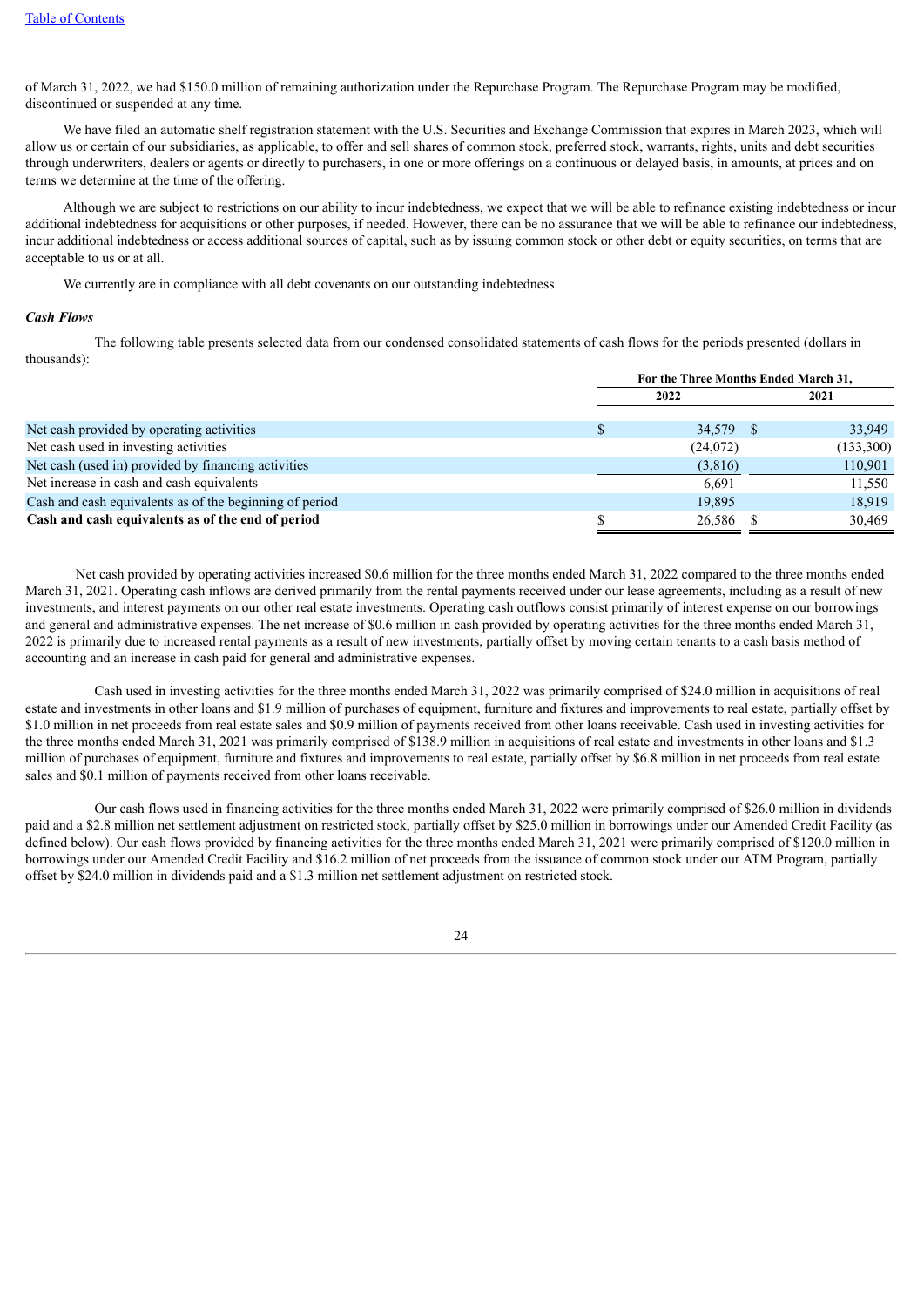of March 31, 2022, we had $150.0 million of remaining authorization under the Repurchase Program. The Repurchase Program may be modified, discontinued or suspended at any time.

We have filed an automatic shelf registration statement with the U.S. Securities and Exchange Commission that expires in March 2023, which will allow us or certain of our subsidiaries, as applicable, to offer and sell shares of common stock, preferred stock, warrants, rights, units and debt securities through underwriters, dealers or agents or directly to purchasers, in one or more offerings on a continuous or delayed basis, in amounts, at prices and on terms we determine at the time of the offering.

Although we are subject to restrictions on our ability to incur indebtedness, we expect that we will be able to refinance existing indebtedness or incur additional indebtedness for acquisitions or other purposes, if needed. However, there can be no assurance that we will be able to refinance our indebtedness, incur additional indebtedness or access additional sources of capital, such as by issuing common stock or other debt or equity securities, on terms that are acceptable to us or at all.

We currently are in compliance with all debt covenants on our outstanding indebtedness.

***Cash Flows***

The following table presents selected data from our condensed consolidated statements of cash flows for the periods presented (dollars in thousands):

| | For the Three Months Ended March 31, | |
|---|---|---|
| | 2022 | 2021 |
| Net cash provided by operating activities | $ 34,579 | $ 33,949 |
| Net cash used in investing activities | (24,072) | (133,300) |
| Net cash (used in) provided by financing activities | (3,816) | 110,901 |
| Net increase in cash and cash equivalents | 6,691 | 11,550 |
| Cash and cash equivalents as of the beginning of period | 19,895 | 18,919 |
| **Cash and cash equivalents as of the end of period** | $ 26,586 | $ 30,469 |

Net cash provided by operating activities increased $0.6 million for the three months ended March 31, 2022 compared to the three months ended March 31, 2021. Operating cash inflows are derived primarily from the rental payments received under our lease agreements, including as a result of new investments, and interest payments on our other real estate investments. Operating cash outflows consist primarily of interest expense on our borrowings and general and administrative expenses. The net increase of $0.6 million in cash provided by operating activities for the three months ended March 31, 2022 is primarily due to increased rental payments as a result of new investments, partially offset by moving certain tenants to a cash basis method of accounting and an increase in cash paid for general and administrative expenses.

Cash used in investing activities for the three months ended March 31, 2022 was primarily comprised of $24.0 million in acquisitions of real estate and investments in other loans and $1.9 million of purchases of equipment, furniture and fixtures and improvements to real estate, partially offset by $1.0 million in net proceeds from real estate sales and $0.9 million of payments received from other loans receivable. Cash used in investing activities for the three months ended March 31, 2021 was primarily comprised of $138.9 million in acquisitions of real estate and investments in other loans and $1.3 million of purchases of equipment, furniture and fixtures and improvements to real estate, partially offset by $6.8 million in net proceeds from real estate sales and $0.1 million of payments received from other loans receivable.

Our cash flows used in financing activities for the three months ended March 31, 2022 were primarily comprised of $26.0 million in dividends paid and a $2.8 million net settlement adjustment on restricted stock, partially offset by $25.0 million in borrowings under our Amended Credit Facility (as defined below). Our cash flows provided by financing activities for the three months ended March 31, 2021 were primarily comprised of $120.0 million in borrowings under our Amended Credit Facility and $16.2 million of net proceeds from the issuance of common stock under our ATM Program, partially offset by $24.0 million in dividends paid and a $1.3 million net settlement adjustment on restricted stock.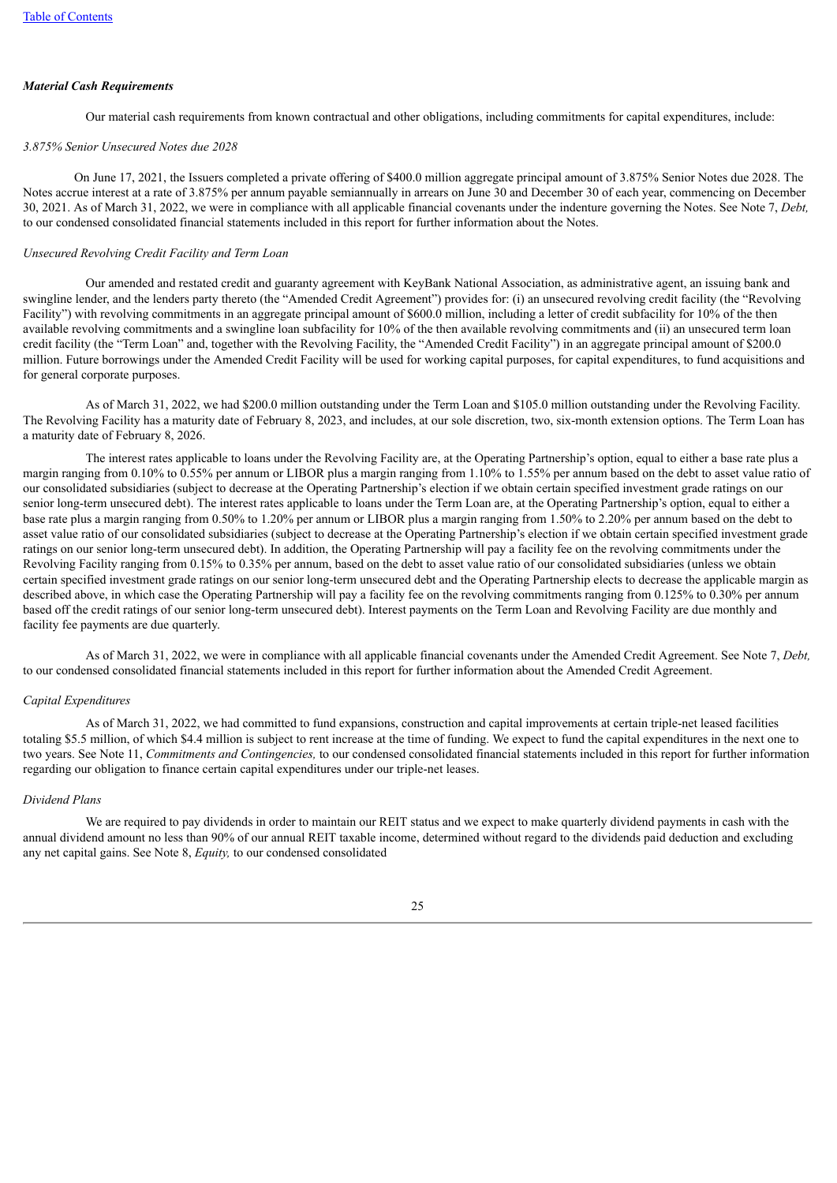***Material Cash Requirements***

Our material cash requirements from known contractual and other obligations, including commitments for capital expenditures, include:

*3.875% Senior Unsecured Notes due 2028*

On June 17, 2021, the Issuers completed a private offering of $400.0 million aggregate principal amount of 3.875% Senior Notes due 2028. The Notes accrue interest at a rate of 3.875% per annum payable semiannually in arrears on June 30 and December 30 of each year, commencing on December 30, 2021. As of March 31, 2022, we were in compliance with all applicable financial covenants under the indenture governing the Notes. See Note 7, *Debt,* to our condensed consolidated financial statements included in this report for further information about the Notes.

*Unsecured Revolving Credit Facility and Term Loan*

Our amended and restated credit and guaranty agreement with KeyBank National Association, as administrative agent, an issuing bank and swingline lender, and the lenders party thereto (the "Amended Credit Agreement") provides for: (i) an unsecured revolving credit facility (the "Revolving Facility") with revolving commitments in an aggregate principal amount of $600.0 million, including a letter of credit subfacility for 10% of the then available revolving commitments and a swingline loan subfacility for 10% of the then available revolving commitments and (ii) an unsecured term loan credit facility (the "Term Loan" and, together with the Revolving Facility, the "Amended Credit Facility") in an aggregate principal amount of $200.0 million. Future borrowings under the Amended Credit Facility will be used for working capital purposes, for capital expenditures, to fund acquisitions and for general corporate purposes.

As of March 31, 2022, we had $200.0 million outstanding under the Term Loan and $105.0 million outstanding under the Revolving Facility. The Revolving Facility has a maturity date of February 8, 2023, and includes, at our sole discretion, two, six-month extension options. The Term Loan has a maturity date of February 8, 2026.

The interest rates applicable to loans under the Revolving Facility are, at the Operating Partnership's option, equal to either a base rate plus a margin ranging from 0.10% to 0.55% per annum or LIBOR plus a margin ranging from 1.10% to 1.55% per annum based on the debt to asset value ratio of our consolidated subsidiaries (subject to decrease at the Operating Partnership's election if we obtain certain specified investment grade ratings on our senior long-term unsecured debt). The interest rates applicable to loans under the Term Loan are, at the Operating Partnership's option, equal to either a base rate plus a margin ranging from 0.50% to 1.20% per annum or LIBOR plus a margin ranging from 1.50% to 2.20% per annum based on the debt to asset value ratio of our consolidated subsidiaries (subject to decrease at the Operating Partnership's election if we obtain certain specified investment grade ratings on our senior long-term unsecured debt). In addition, the Operating Partnership will pay a facility fee on the revolving commitments under the Revolving Facility ranging from 0.15% to 0.35% per annum, based on the debt to asset value ratio of our consolidated subsidiaries (unless we obtain certain specified investment grade ratings on our senior long-term unsecured debt and the Operating Partnership elects to decrease the applicable margin as described above, in which case the Operating Partnership will pay a facility fee on the revolving commitments ranging from 0.125% to 0.30% per annum based off the credit ratings of our senior long-term unsecured debt). Interest payments on the Term Loan and Revolving Facility are due monthly and facility fee payments are due quarterly.

As of March 31, 2022, we were in compliance with all applicable financial covenants under the Amended Credit Agreement. See Note 7, *Debt,* to our condensed consolidated financial statements included in this report for further information about the Amended Credit Agreement.

*Capital Expenditures*

As of March 31, 2022, we had committed to fund expansions, construction and capital improvements at certain triple-net leased facilities totaling $5.5 million, of which $4.4 million is subject to rent increase at the time of funding. We expect to fund the capital expenditures in the next one to two years. See Note 11, *Commitments and Contingencies,* to our condensed consolidated financial statements included in this report for further information regarding our obligation to finance certain capital expenditures under our triple-net leases.

*Dividend Plans*

We are required to pay dividends in order to maintain our REIT status and we expect to make quarterly dividend payments in cash with the annual dividend amount no less than 90% of our annual REIT taxable income, determined without regard to the dividends paid deduction and excluding any net capital gains. See Note 8, *Equity,* to our condensed consolidated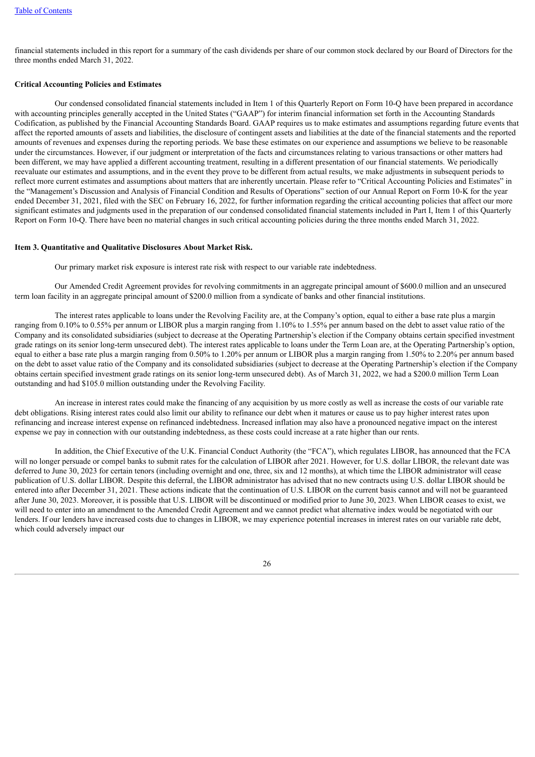financial statements included in this report for a summary of the cash dividends per share of our common stock declared by our Board of Directors for the three months ended March 31, 2022.

**Critical Accounting Policies and Estimates**

Our condensed consolidated financial statements included in Item 1 of this Quarterly Report on Form 10-Q have been prepared in accordance with accounting principles generally accepted in the United States ("GAAP") for interim financial information set forth in the Accounting Standards Codification, as published by the Financial Accounting Standards Board. GAAP requires us to make estimates and assumptions regarding future events that affect the reported amounts of assets and liabilities, the disclosure of contingent assets and liabilities at the date of the financial statements and the reported amounts of revenues and expenses during the reporting periods. We base these estimates on our experience and assumptions we believe to be reasonable under the circumstances. However, if our judgment or interpretation of the facts and circumstances relating to various transactions or other matters had been different, we may have applied a different accounting treatment, resulting in a different presentation of our financial statements. We periodically reevaluate our estimates and assumptions, and in the event they prove to be different from actual results, we make adjustments in subsequent periods to reflect more current estimates and assumptions about matters that are inherently uncertain. Please refer to "Critical Accounting Policies and Estimates" in the "Management's Discussion and Analysis of Financial Condition and Results of Operations" section of our Annual Report on Form 10-K for the year ended December 31, 2021, filed with the SEC on February 16, 2022, for further information regarding the critical accounting policies that affect our more significant estimates and judgments used in the preparation of our condensed consolidated financial statements included in Part I, Item 1 of this Quarterly Report on Form 10-Q. There have been no material changes in such critical accounting policies during the three months ended March 31, 2022.

**Item 3. Quantitative and Qualitative Disclosures About Market Risk.**

Our primary market risk exposure is interest rate risk with respect to our variable rate indebtedness.

Our Amended Credit Agreement provides for revolving commitments in an aggregate principal amount of $600.0 million and an unsecured term loan facility in an aggregate principal amount of $200.0 million from a syndicate of banks and other financial institutions.

The interest rates applicable to loans under the Revolving Facility are, at the Company's option, equal to either a base rate plus a margin ranging from 0.10% to 0.55% per annum or LIBOR plus a margin ranging from 1.10% to 1.55% per annum based on the debt to asset value ratio of the Company and its consolidated subsidiaries (subject to decrease at the Operating Partnership's election if the Company obtains certain specified investment grade ratings on its senior long-term unsecured debt). The interest rates applicable to loans under the Term Loan are, at the Operating Partnership's option, equal to either a base rate plus a margin ranging from 0.50% to 1.20% per annum or LIBOR plus a margin ranging from 1.50% to 2.20% per annum based on the debt to asset value ratio of the Company and its consolidated subsidiaries (subject to decrease at the Operating Partnership's election if the Company obtains certain specified investment grade ratings on its senior long-term unsecured debt). As of March 31, 2022, we had a $200.0 million Term Loan outstanding and had $105.0 million outstanding under the Revolving Facility.

An increase in interest rates could make the financing of any acquisition by us more costly as well as increase the costs of our variable rate debt obligations. Rising interest rates could also limit our ability to refinance our debt when it matures or cause us to pay higher interest rates upon refinancing and increase interest expense on refinanced indebtedness. Increased inflation may also have a pronounced negative impact on the interest expense we pay in connection with our outstanding indebtedness, as these costs could increase at a rate higher than our rents.

In addition, the Chief Executive of the U.K. Financial Conduct Authority (the "FCA"), which regulates LIBOR, has announced that the FCA will no longer persuade or compel banks to submit rates for the calculation of LIBOR after 2021. However, for U.S. dollar LIBOR, the relevant date was deferred to June 30, 2023 for certain tenors (including overnight and one, three, six and 12 months), at which time the LIBOR administrator will cease publication of U.S. dollar LIBOR. Despite this deferral, the LIBOR administrator has advised that no new contracts using U.S. dollar LIBOR should be entered into after December 31, 2021. These actions indicate that the continuation of U.S. LIBOR on the current basis cannot and will not be guaranteed after June 30, 2023. Moreover, it is possible that U.S. LIBOR will be discontinued or modified prior to June 30, 2023. When LIBOR ceases to exist, we will need to enter into an amendment to the Amended Credit Agreement and we cannot predict what alternative index would be negotiated with our lenders. If our lenders have increased costs due to changes in LIBOR, we may experience potential increases in interest rates on our variable rate debt, which could adversely impact our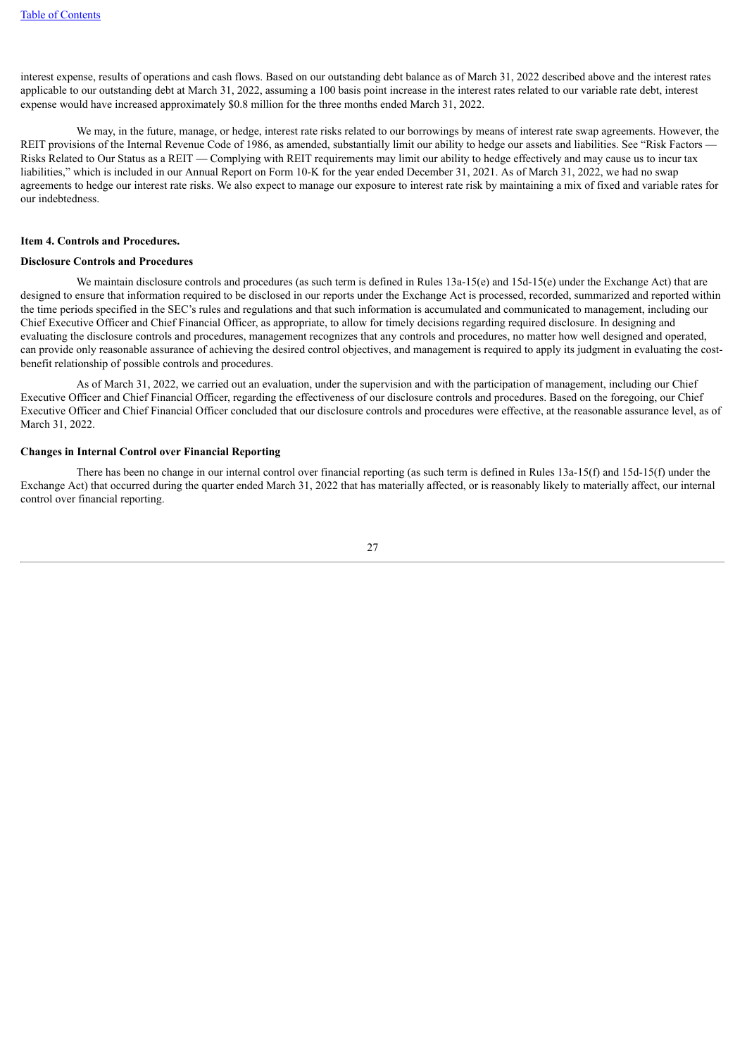interest expense, results of operations and cash flows. Based on our outstanding debt balance as of March 31, 2022 described above and the interest rates applicable to our outstanding debt at March 31, 2022, assuming a 100 basis point increase in the interest rates related to our variable rate debt, interest expense would have increased approximately $0.8 million for the three months ended March 31, 2022.

We may, in the future, manage, or hedge, interest rate risks related to our borrowings by means of interest rate swap agreements. However, the REIT provisions of the Internal Revenue Code of 1986, as amended, substantially limit our ability to hedge our assets and liabilities. See "Risk Factors — Risks Related to Our Status as a REIT — Complying with REIT requirements may limit our ability to hedge effectively and may cause us to incur tax liabilities," which is included in our Annual Report on Form 10-K for the year ended December 31, 2021. As of March 31, 2022, we had no swap agreements to hedge our interest rate risks. We also expect to manage our exposure to interest rate risk by maintaining a mix of fixed and variable rates for our indebtedness.

## Item 4. Controls and Procedures.

### Disclosure Controls and Procedures

We maintain disclosure controls and procedures (as such term is defined in Rules 13a-15(e) and 15d-15(e) under the Exchange Act) that are designed to ensure that information required to be disclosed in our reports under the Exchange Act is processed, recorded, summarized and reported within the time periods specified in the SEC's rules and regulations and that such information is accumulated and communicated to management, including our Chief Executive Officer and Chief Financial Officer, as appropriate, to allow for timely decisions regarding required disclosure. In designing and evaluating the disclosure controls and procedures, management recognizes that any controls and procedures, no matter how well designed and operated, can provide only reasonable assurance of achieving the desired control objectives, and management is required to apply its judgment in evaluating the cost-benefit relationship of possible controls and procedures.

As of March 31, 2022, we carried out an evaluation, under the supervision and with the participation of management, including our Chief Executive Officer and Chief Financial Officer, regarding the effectiveness of our disclosure controls and procedures. Based on the foregoing, our Chief Executive Officer and Chief Financial Officer concluded that our disclosure controls and procedures were effective, at the reasonable assurance level, as of March 31, 2022.

### Changes in Internal Control over Financial Reporting

There has been no change in our internal control over financial reporting (as such term is defined in Rules 13a-15(f) and 15d-15(f) under the Exchange Act) that occurred during the quarter ended March 31, 2022 that has materially affected, or is reasonably likely to materially affect, our internal control over financial reporting.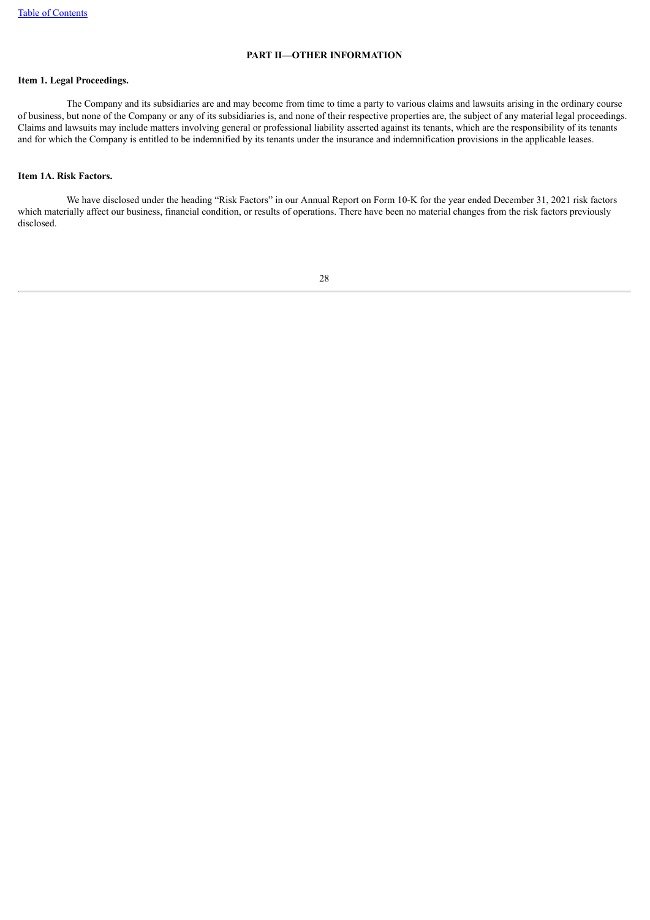## PART II—OTHER INFORMATION

### Item 1. Legal Proceedings.

The Company and its subsidiaries are and may become from time to time a party to various claims and lawsuits arising in the ordinary course of business, but none of the Company or any of its subsidiaries is, and none of their respective properties are, the subject of any material legal proceedings. Claims and lawsuits may include matters involving general or professional liability asserted against its tenants, which are the responsibility of its tenants and for which the Company is entitled to be indemnified by its tenants under the insurance and indemnification provisions in the applicable leases.

### Item 1A. Risk Factors.

We have disclosed under the heading "Risk Factors" in our Annual Report on Form 10-K for the year ended December 31, 2021 risk factors which materially affect our business, financial condition, or results of operations. There have been no material changes from the risk factors previously disclosed.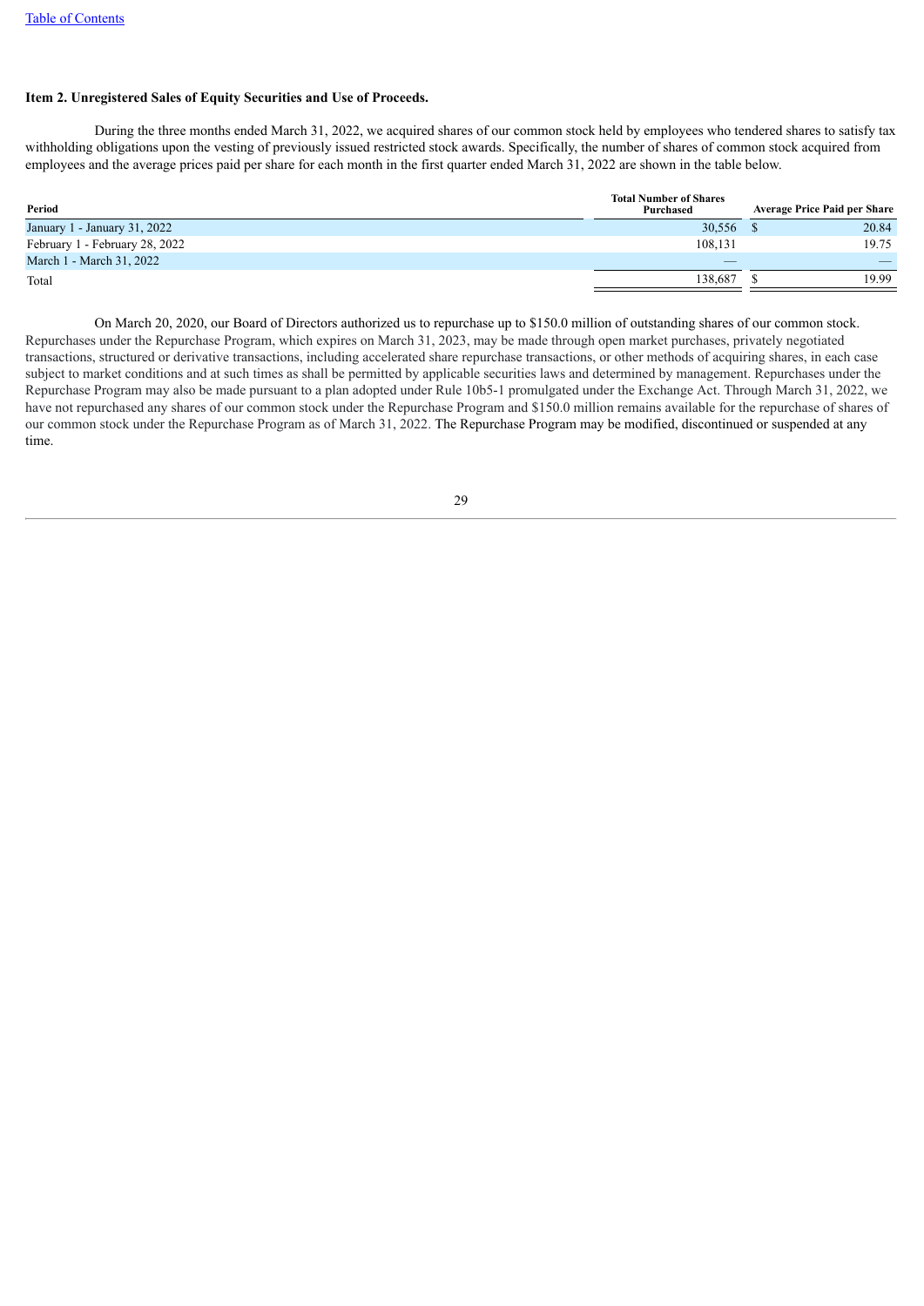### Item 2. Unregistered Sales of Equity Securities and Use of Proceeds.

During the three months ended March 31, 2022, we acquired shares of our common stock held by employees who tendered shares to satisfy tax withholding obligations upon the vesting of previously issued restricted stock awards. Specifically, the number of shares of common stock acquired from employees and the average prices paid per share for each month in the first quarter ended March 31, 2022 are shown in the table below.

| Period | Total Number of Shares Purchased | Average Price Paid per Share |
|---|---|---|
| January 1 - January 31, 2022 | 30,556 | $ 20.84 |
| February 1 - February 28, 2022 | 108,131 | 19.75 |
| March 1 - March 31, 2022 | — | — |
| Total | 138,687 | $ 19.99 |

On March 20, 2020, our Board of Directors authorized us to repurchase up to $150.0 million of outstanding shares of our common stock. Repurchases under the Repurchase Program, which expires on March 31, 2023, may be made through open market purchases, privately negotiated transactions, structured or derivative transactions, including accelerated share repurchase transactions, or other methods of acquiring shares, in each case subject to market conditions and at such times as shall be permitted by applicable securities laws and determined by management. Repurchases under the Repurchase Program may also be made pursuant to a plan adopted under Rule 10b5-1 promulgated under the Exchange Act. Through March 31, 2022, we have not repurchased any shares of our common stock under the Repurchase Program and $150.0 million remains available for the repurchase of shares of our common stock under the Repurchase Program as of March 31, 2022. The Repurchase Program may be modified, discontinued or suspended at any time.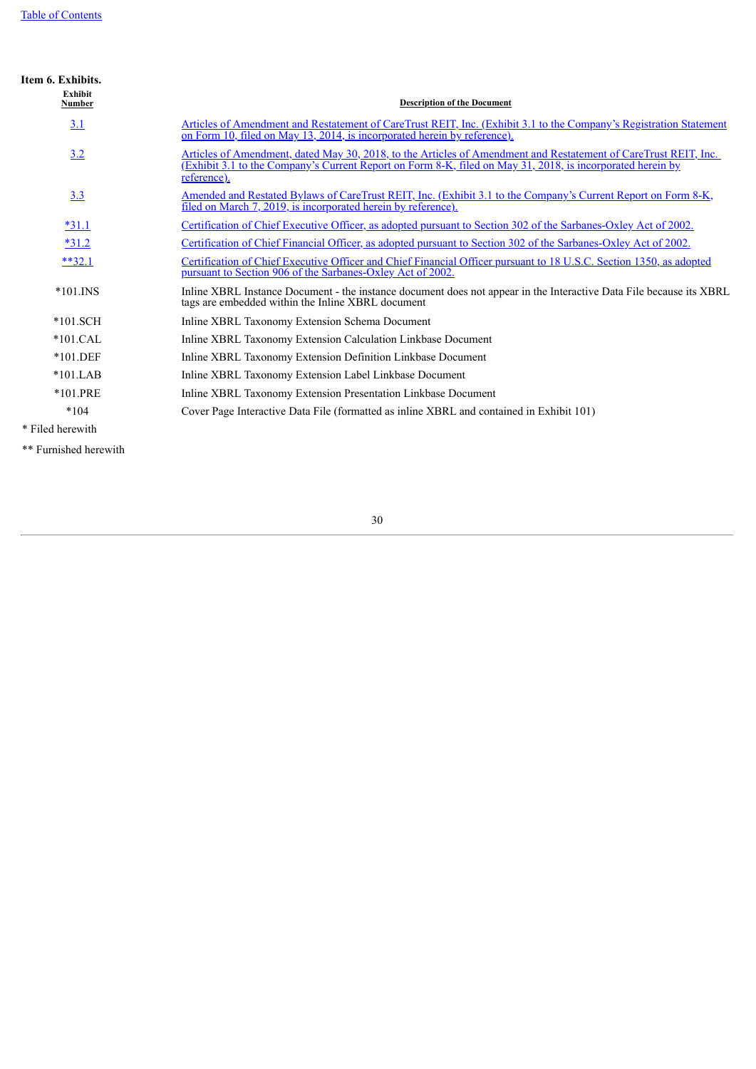## Item 6. Exhibits.

| Exhibit Number | Description of the Document |
|---|---|
| 3.1 | Articles of Amendment and Restatement of CareTrust REIT, Inc. (Exhibit 3.1 to the Company’s Registration Statement on Form 10, filed on May 13, 2014, is incorporated herein by reference). |
| 3.2 | Articles of Amendment, dated May 30, 2018, to the Articles of Amendment and Restatement of CareTrust REIT, Inc. (Exhibit 3.1 to the Company’s Current Report on Form 8-K, filed on May 31, 2018, is incorporated herein by reference). |
| 3.3 | Amended and Restated Bylaws of CareTrust REIT, Inc. (Exhibit 3.1 to the Company’s Current Report on Form 8-K, filed on March 7, 2019, is incorporated herein by reference). |
| *31.1 | Certification of Chief Executive Officer, as adopted pursuant to Section 302 of the Sarbanes-Oxley Act of 2002. |
| *31.2 | Certification of Chief Financial Officer, as adopted pursuant to Section 302 of the Sarbanes-Oxley Act of 2002. |
| **32.1 | Certification of Chief Executive Officer and Chief Financial Officer pursuant to 18 U.S.C. Section 1350, as adopted pursuant to Section 906 of the Sarbanes-Oxley Act of 2002. |
| *101.INS | Inline XBRL Instance Document - the instance document does not appear in the Interactive Data File because its XBRL tags are embedded within the Inline XBRL document |
| *101.SCH | Inline XBRL Taxonomy Extension Schema Document |
| *101.CAL | Inline XBRL Taxonomy Extension Calculation Linkbase Document |
| *101.DEF | Inline XBRL Taxonomy Extension Definition Linkbase Document |
| *101.LAB | Inline XBRL Taxonomy Extension Label Linkbase Document |
| *101.PRE | Inline XBRL Taxonomy Extension Presentation Linkbase Document |
| *104 | Cover Page Interactive Data File (formatted as inline XBRL and contained in Exhibit 101) |

\* Filed herewith

** Furnished herewith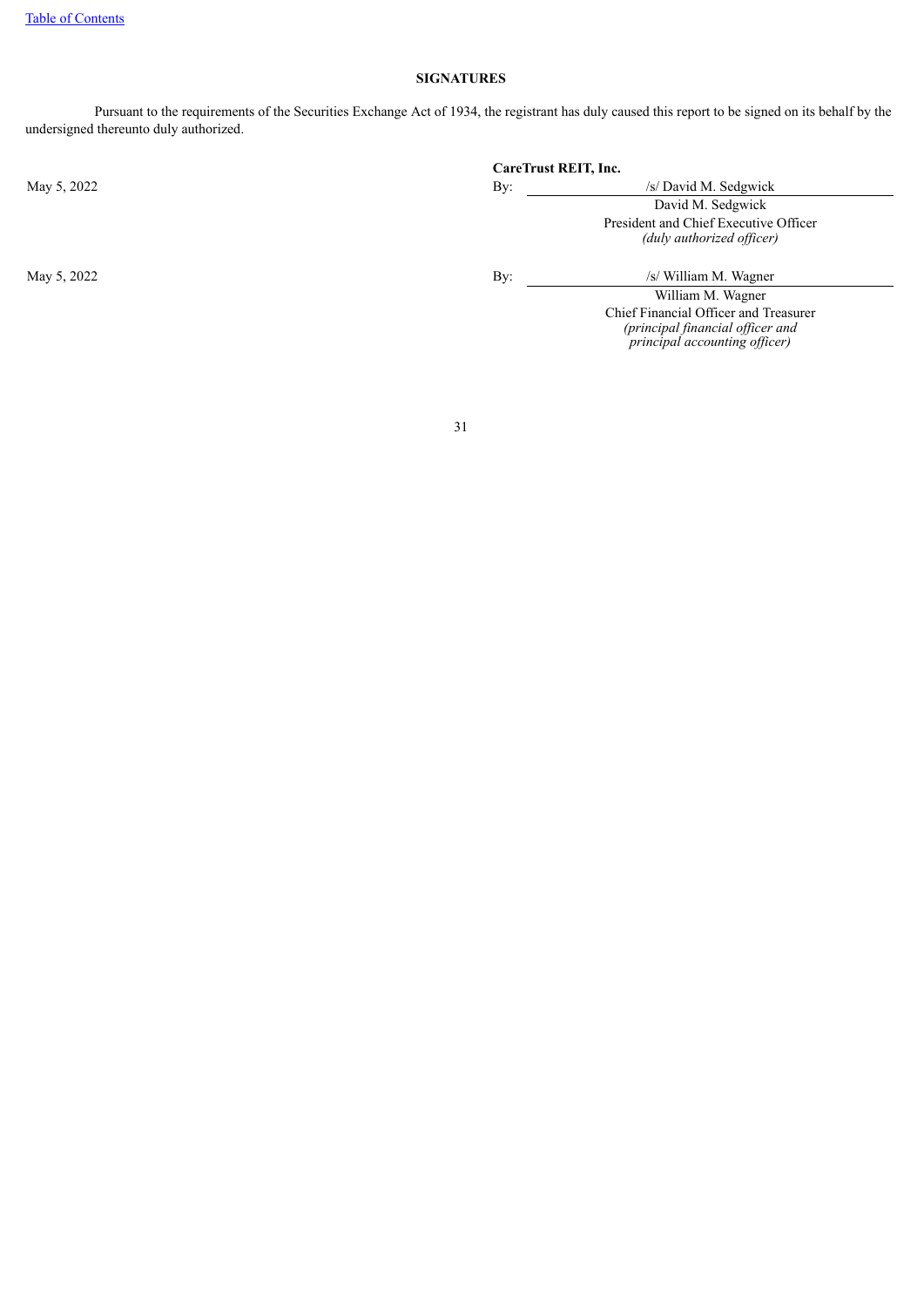## SIGNATURES

Pursuant to the requirements of the Securities Exchange Act of 1934, the registrant has duly caused this report to be signed on its behalf by the undersigned thereunto duly authorized.

| | **CareTrust REIT, Inc.** |
|---|---|
| May 5, 2022 | By: /s/ David M. Sedgwick |
| | David M. Sedgwick |
| | President and Chief Executive Officer |
| | *(duly authorized officer)* |
| May 5, 2022 | By: /s/ William M. Wagner |
| | William M. Wagner |
| | Chief Financial Officer and Treasurer |
| | *(principal financial officer and principal accounting officer)* |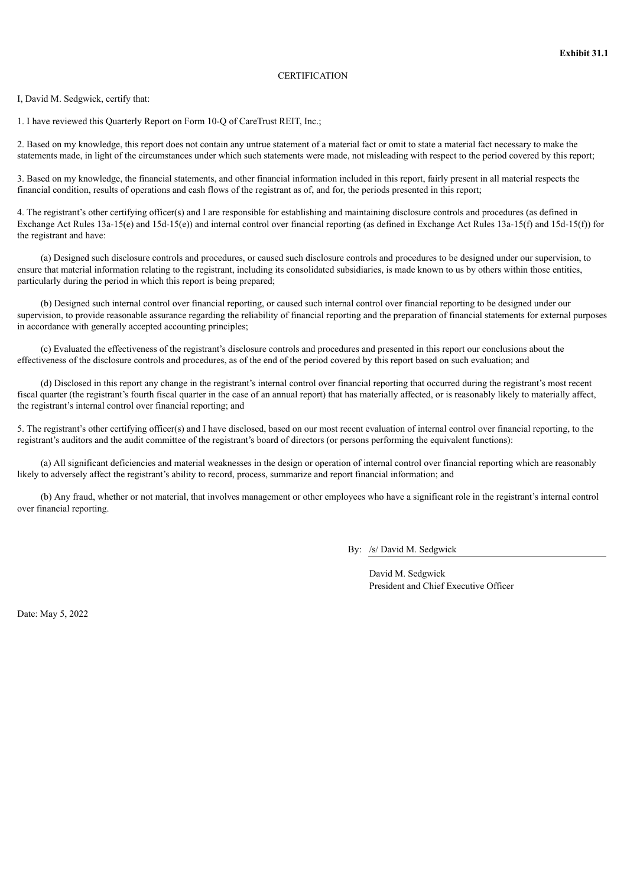**Exhibit 31.1**

CERTIFICATION

I, David M. Sedgwick, certify that:

1. I have reviewed this Quarterly Report on Form 10-Q of CareTrust REIT, Inc.;

2. Based on my knowledge, this report does not contain any untrue statement of a material fact or omit to state a material fact necessary to make the statements made, in light of the circumstances under which such statements were made, not misleading with respect to the period covered by this report;

3. Based on my knowledge, the financial statements, and other financial information included in this report, fairly present in all material respects the financial condition, results of operations and cash flows of the registrant as of, and for, the periods presented in this report;

4. The registrant's other certifying officer(s) and I are responsible for establishing and maintaining disclosure controls and procedures (as defined in Exchange Act Rules 13a-15(e) and 15d-15(e)) and internal control over financial reporting (as defined in Exchange Act Rules 13a-15(f) and 15d-15(f)) for the registrant and have:

(a) Designed such disclosure controls and procedures, or caused such disclosure controls and procedures to be designed under our supervision, to ensure that material information relating to the registrant, including its consolidated subsidiaries, is made known to us by others within those entities, particularly during the period in which this report is being prepared;

(b) Designed such internal control over financial reporting, or caused such internal control over financial reporting to be designed under our supervision, to provide reasonable assurance regarding the reliability of financial reporting and the preparation of financial statements for external purposes in accordance with generally accepted accounting principles;

(c) Evaluated the effectiveness of the registrant's disclosure controls and procedures and presented in this report our conclusions about the effectiveness of the disclosure controls and procedures, as of the end of the period covered by this report based on such evaluation; and

(d) Disclosed in this report any change in the registrant's internal control over financial reporting that occurred during the registrant's most recent fiscal quarter (the registrant's fourth fiscal quarter in the case of an annual report) that has materially affected, or is reasonably likely to materially affect, the registrant's internal control over financial reporting; and

5. The registrant's other certifying officer(s) and I have disclosed, based on our most recent evaluation of internal control over financial reporting, to the registrant's auditors and the audit committee of the registrant's board of directors (or persons performing the equivalent functions):

(a) All significant deficiencies and material weaknesses in the design or operation of internal control over financial reporting which are reasonably likely to adversely affect the registrant's ability to record, process, summarize and report financial information; and

(b) Any fraud, whether or not material, that involves management or other employees who have a significant role in the registrant's internal control over financial reporting.

By: /s/ David M. Sedgwick

David M. Sedgwick
President and Chief Executive Officer

Date: May 5, 2022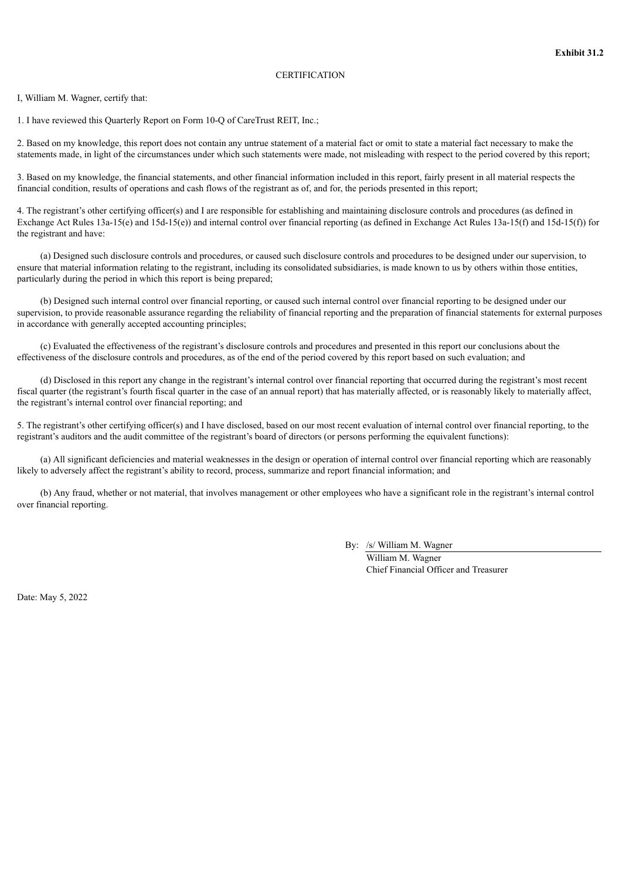**Exhibit 31.2**

CERTIFICATION

I, William M. Wagner, certify that:

1. I have reviewed this Quarterly Report on Form 10-Q of CareTrust REIT, Inc.;

2. Based on my knowledge, this report does not contain any untrue statement of a material fact or omit to state a material fact necessary to make the statements made, in light of the circumstances under which such statements were made, not misleading with respect to the period covered by this report;

3. Based on my knowledge, the financial statements, and other financial information included in this report, fairly present in all material respects the financial condition, results of operations and cash flows of the registrant as of, and for, the periods presented in this report;

4. The registrant's other certifying officer(s) and I are responsible for establishing and maintaining disclosure controls and procedures (as defined in Exchange Act Rules 13a-15(e) and 15d-15(e)) and internal control over financial reporting (as defined in Exchange Act Rules 13a-15(f) and 15d-15(f)) for the registrant and have:

(a) Designed such disclosure controls and procedures, or caused such disclosure controls and procedures to be designed under our supervision, to ensure that material information relating to the registrant, including its consolidated subsidiaries, is made known to us by others within those entities, particularly during the period in which this report is being prepared;

(b) Designed such internal control over financial reporting, or caused such internal control over financial reporting to be designed under our supervision, to provide reasonable assurance regarding the reliability of financial reporting and the preparation of financial statements for external purposes in accordance with generally accepted accounting principles;

(c) Evaluated the effectiveness of the registrant's disclosure controls and procedures and presented in this report our conclusions about the effectiveness of the disclosure controls and procedures, as of the end of the period covered by this report based on such evaluation; and

(d) Disclosed in this report any change in the registrant's internal control over financial reporting that occurred during the registrant's most recent fiscal quarter (the registrant's fourth fiscal quarter in the case of an annual report) that has materially affected, or is reasonably likely to materially affect, the registrant's internal control over financial reporting; and

5. The registrant's other certifying officer(s) and I have disclosed, based on our most recent evaluation of internal control over financial reporting, to the registrant's auditors and the audit committee of the registrant's board of directors (or persons performing the equivalent functions):

(a) All significant deficiencies and material weaknesses in the design or operation of internal control over financial reporting which are reasonably likely to adversely affect the registrant's ability to record, process, summarize and report financial information; and

(b) Any fraud, whether or not material, that involves management or other employees who have a significant role in the registrant's internal control over financial reporting.

By: /s/ William M. Wagner

William M. Wagner

Chief Financial Officer and Treasurer

Date: May 5, 2022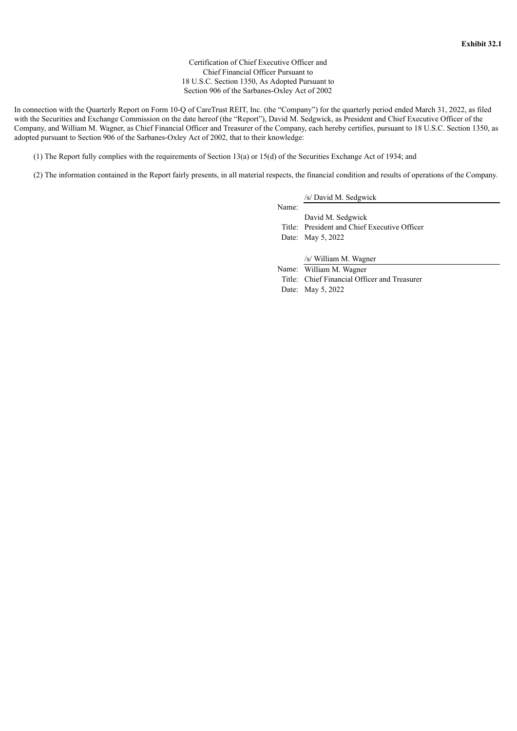**Exhibit 32.1**

Certification of Chief Executive Officer and
Chief Financial Officer Pursuant to
18 U.S.C. Section 1350, As Adopted Pursuant to
Section 906 of the Sarbanes-Oxley Act of 2002

In connection with the Quarterly Report on Form 10-Q of CareTrust REIT, Inc. (the "Company") for the quarterly period ended March 31, 2022, as filed with the Securities and Exchange Commission on the date hereof (the "Report"), David M. Sedgwick, as President and Chief Executive Officer of the Company, and William M. Wagner, as Chief Financial Officer and Treasurer of the Company, each hereby certifies, pursuant to 18 U.S.C. Section 1350, as adopted pursuant to Section 906 of the Sarbanes-Oxley Act of 2002, that to their knowledge:

(1) The Report fully complies with the requirements of Section 13(a) or 15(d) of the Securities Exchange Act of 1934; and

(2) The information contained in the Report fairly presents, in all material respects, the financial condition and results of operations of the Company.

/s/ David M. Sedgwick

Name: David M. Sedgwick
Title: President and Chief Executive Officer
Date: May 5, 2022

/s/ William M. Wagner

Name: William M. Wagner
Title: Chief Financial Officer and Treasurer
Date: May 5, 2022